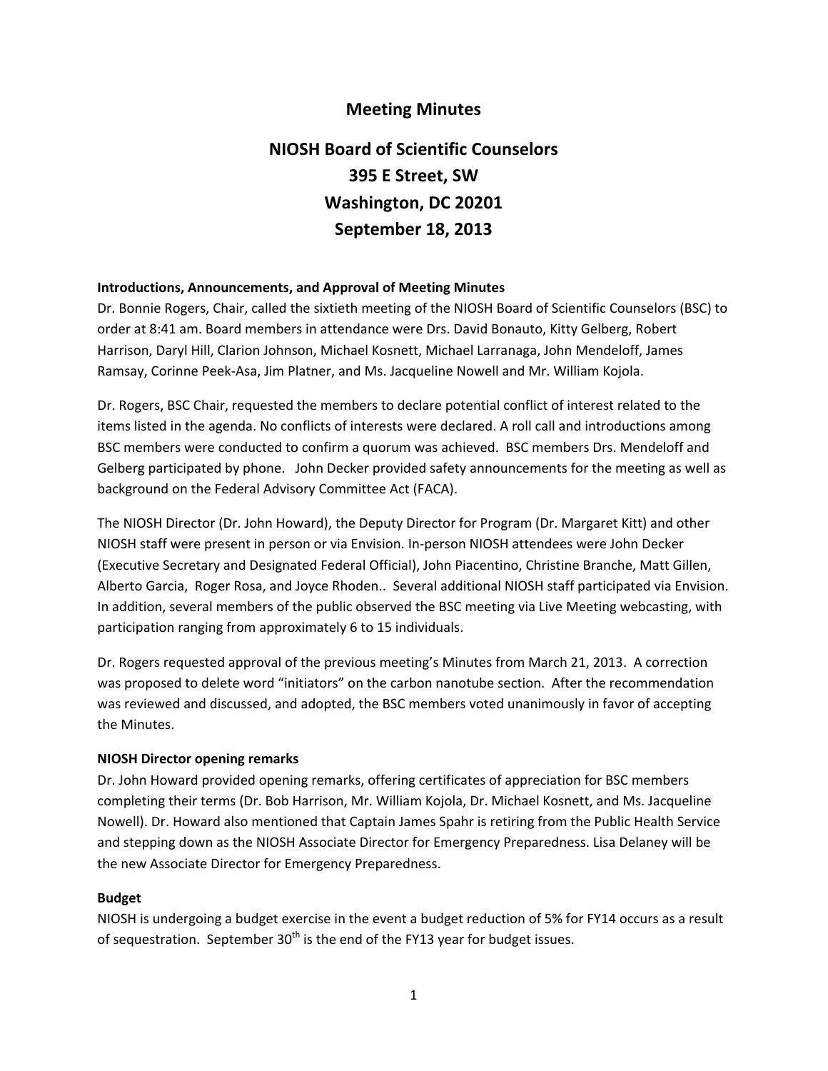# Meeting Minutes

## NIOSH Board of Scientific Counselors
## 395 E Street, SW
## Washington, DC 20201
## September 18, 2013

**Introductions, Announcements, and Approval of Meeting Minutes**

Dr. Bonnie Rogers, Chair, called the sixtieth meeting of the NIOSH Board of Scientific Counselors (BSC) to order at 8:41 am. Board members in attendance were Drs. David Bonauto, Kitty Gelberg, Robert Harrison, Daryl Hill, Clarion Johnson, Michael Kosnett, Michael Larranaga, John Mendeloff, James Ramsay, Corinne Peek-Asa, Jim Platner, and Ms. Jacqueline Nowell and Mr. William Kojola.

Dr. Rogers, BSC Chair, requested the members to declare potential conflict of interest related to the items listed in the agenda. No conflicts of interests were declared. A roll call and introductions among BSC members were conducted to confirm a quorum was achieved. BSC members Drs. Mendeloff and Gelberg participated by phone. John Decker provided safety announcements for the meeting as well as background on the Federal Advisory Committee Act (FACA).

The NIOSH Director (Dr. John Howard), the Deputy Director for Program (Dr. Margaret Kitt) and other NIOSH staff were present in person or via Envision. In-person NIOSH attendees were John Decker (Executive Secretary and Designated Federal Official), John Piacentino, Christine Branche, Matt Gillen, Alberto Garcia, Roger Rosa, and Joyce Rhoden.. Several additional NIOSH staff participated via Envision. In addition, several members of the public observed the BSC meeting via Live Meeting webcasting, with participation ranging from approximately 6 to 15 individuals.

Dr. Rogers requested approval of the previous meeting's Minutes from March 21, 2013. A correction was proposed to delete word "initiators" on the carbon nanotube section. After the recommendation was reviewed and discussed, and adopted, the BSC members voted unanimously in favor of accepting the Minutes.

**NIOSH Director opening remarks**

Dr. John Howard provided opening remarks, offering certificates of appreciation for BSC members completing their terms (Dr. Bob Harrison, Mr. William Kojola, Dr. Michael Kosnett, and Ms. Jacqueline Nowell). Dr. Howard also mentioned that Captain James Spahr is retiring from the Public Health Service and stepping down as the NIOSH Associate Director for Emergency Preparedness. Lisa Delaney will be the new Associate Director for Emergency Preparedness.

**Budget**

NIOSH is undergoing a budget exercise in the event a budget reduction of 5% for FY14 occurs as a result of sequestration. September 30th is the end of the FY13 year for budget issues.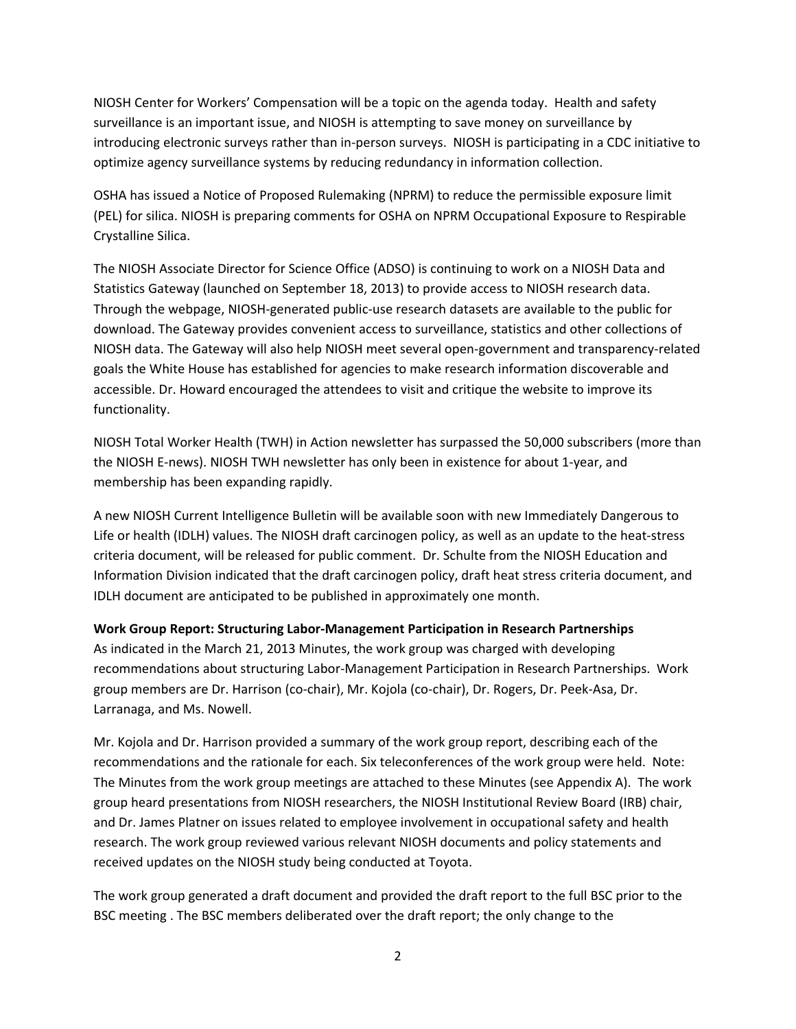NIOSH Center for Workers' Compensation will be a topic on the agenda today. Health and safety surveillance is an important issue, and NIOSH is attempting to save money on surveillance by introducing electronic surveys rather than in-person surveys. NIOSH is participating in a CDC initiative to optimize agency surveillance systems by reducing redundancy in information collection.

OSHA has issued a Notice of Proposed Rulemaking (NPRM) to reduce the permissible exposure limit (PEL) for silica. NIOSH is preparing comments for OSHA on NPRM Occupational Exposure to Respirable Crystalline Silica.

The NIOSH Associate Director for Science Office (ADSO) is continuing to work on a NIOSH Data and Statistics Gateway (launched on September 18, 2013) to provide access to NIOSH research data. Through the webpage, NIOSH-generated public-use research datasets are available to the public for download. The Gateway provides convenient access to surveillance, statistics and other collections of NIOSH data. The Gateway will also help NIOSH meet several open-government and transparency-related goals the White House has established for agencies to make research information discoverable and accessible. Dr. Howard encouraged the attendees to visit and critique the website to improve its functionality.

NIOSH Total Worker Health (TWH) in Action newsletter has surpassed the 50,000 subscribers (more than the NIOSH E-news). NIOSH TWH newsletter has only been in existence for about 1-year, and membership has been expanding rapidly.

A new NIOSH Current Intelligence Bulletin will be available soon with new Immediately Dangerous to Life or health (IDLH) values. The NIOSH draft carcinogen policy, as well as an update to the heat-stress criteria document, will be released for public comment. Dr. Schulte from the NIOSH Education and Information Division indicated that the draft carcinogen policy, draft heat stress criteria document, and IDLH document are anticipated to be published in approximately one month.

**Work Group Report: Structuring Labor-Management Participation in Research Partnerships**
As indicated in the March 21, 2013 Minutes, the work group was charged with developing recommendations about structuring Labor-Management Participation in Research Partnerships. Work group members are Dr. Harrison (co-chair), Mr. Kojola (co-chair), Dr. Rogers, Dr. Peek-Asa, Dr. Larranaga, and Ms. Nowell.

Mr. Kojola and Dr. Harrison provided a summary of the work group report, describing each of the recommendations and the rationale for each. Six teleconferences of the work group were held. Note: The Minutes from the work group meetings are attached to these Minutes (see Appendix A). The work group heard presentations from NIOSH researchers, the NIOSH Institutional Review Board (IRB) chair, and Dr. James Platner on issues related to employee involvement in occupational safety and health research. The work group reviewed various relevant NIOSH documents and policy statements and received updates on the NIOSH study being conducted at Toyota.

The work group generated a draft document and provided the draft report to the full BSC prior to the BSC meeting . The BSC members deliberated over the draft report; the only change to the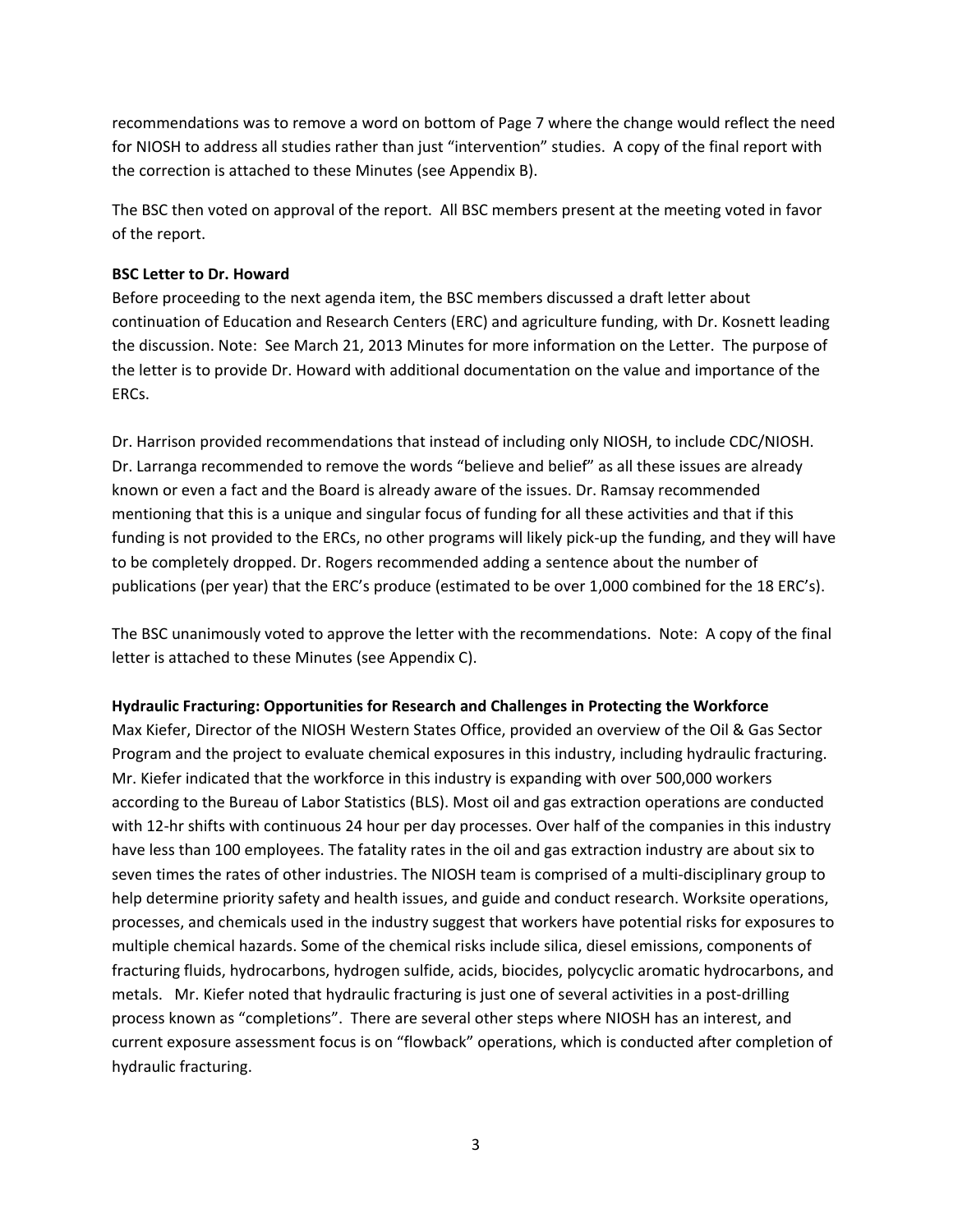recommendations was to remove a word on bottom of Page 7 where the change would reflect the need for NIOSH to address all studies rather than just "intervention" studies. A copy of the final report with the correction is attached to these Minutes (see Appendix B).

The BSC then voted on approval of the report. All BSC members present at the meeting voted in favor of the report.

**BSC Letter to Dr. Howard**

Before proceeding to the next agenda item, the BSC members discussed a draft letter about continuation of Education and Research Centers (ERC) and agriculture funding, with Dr. Kosnett leading the discussion. Note: See March 21, 2013 Minutes for more information on the Letter. The purpose of the letter is to provide Dr. Howard with additional documentation on the value and importance of the ERCs.

Dr. Harrison provided recommendations that instead of including only NIOSH, to include CDC/NIOSH. Dr. Larranga recommended to remove the words "believe and belief" as all these issues are already known or even a fact and the Board is already aware of the issues. Dr. Ramsay recommended mentioning that this is a unique and singular focus of funding for all these activities and that if this funding is not provided to the ERCs, no other programs will likely pick-up the funding, and they will have to be completely dropped. Dr. Rogers recommended adding a sentence about the number of publications (per year) that the ERC's produce (estimated to be over 1,000 combined for the 18 ERC's).

The BSC unanimously voted to approve the letter with the recommendations. Note: A copy of the final letter is attached to these Minutes (see Appendix C).

**Hydraulic Fracturing: Opportunities for Research and Challenges in Protecting the Workforce**

Max Kiefer, Director of the NIOSH Western States Office, provided an overview of the Oil & Gas Sector Program and the project to evaluate chemical exposures in this industry, including hydraulic fracturing. Mr. Kiefer indicated that the workforce in this industry is expanding with over 500,000 workers according to the Bureau of Labor Statistics (BLS). Most oil and gas extraction operations are conducted with 12-hr shifts with continuous 24 hour per day processes. Over half of the companies in this industry have less than 100 employees. The fatality rates in the oil and gas extraction industry are about six to seven times the rates of other industries. The NIOSH team is comprised of a multi-disciplinary group to help determine priority safety and health issues, and guide and conduct research. Worksite operations, processes, and chemicals used in the industry suggest that workers have potential risks for exposures to multiple chemical hazards. Some of the chemical risks include silica, diesel emissions, components of fracturing fluids, hydrocarbons, hydrogen sulfide, acids, biocides, polycyclic aromatic hydrocarbons, and metals. Mr. Kiefer noted that hydraulic fracturing is just one of several activities in a post-drilling process known as "completions". There are several other steps where NIOSH has an interest, and current exposure assessment focus is on "flowback" operations, which is conducted after completion of hydraulic fracturing.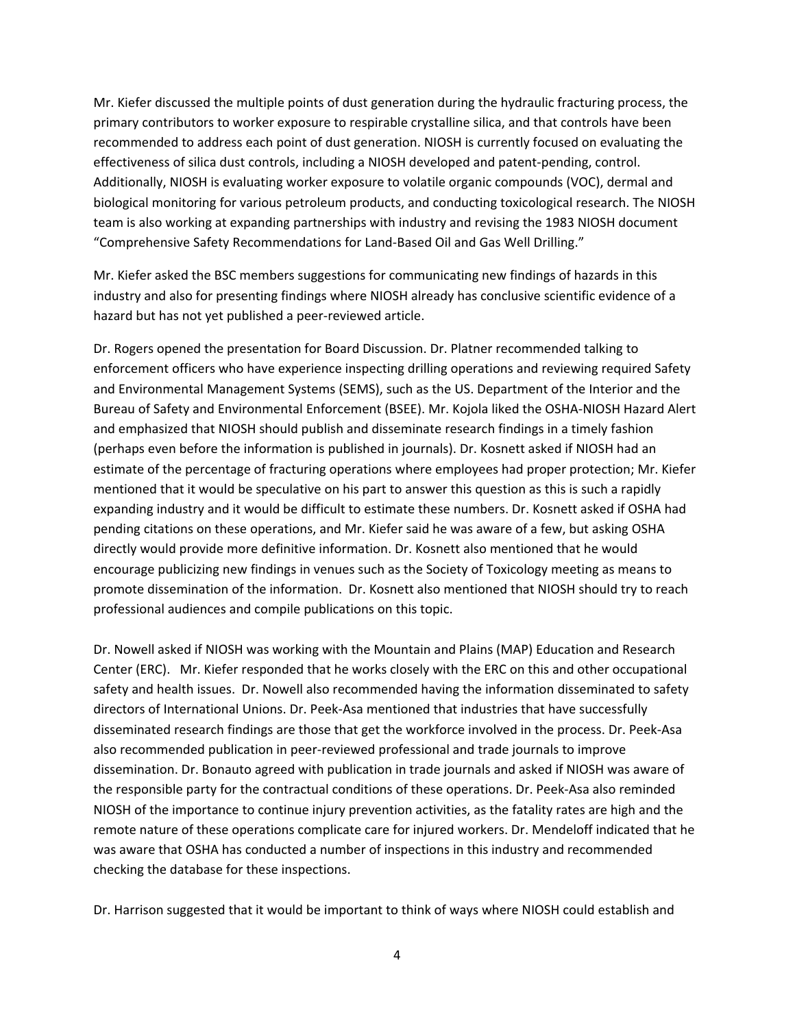Mr. Kiefer discussed the multiple points of dust generation during the hydraulic fracturing process, the primary contributors to worker exposure to respirable crystalline silica, and that controls have been recommended to address each point of dust generation. NIOSH is currently focused on evaluating the effectiveness of silica dust controls, including a NIOSH developed and patent-pending, control. Additionally, NIOSH is evaluating worker exposure to volatile organic compounds (VOC), dermal and biological monitoring for various petroleum products, and conducting toxicological research. The NIOSH team is also working at expanding partnerships with industry and revising the 1983 NIOSH document "Comprehensive Safety Recommendations for Land-Based Oil and Gas Well Drilling."

Mr. Kiefer asked the BSC members suggestions for communicating new findings of hazards in this industry and also for presenting findings where NIOSH already has conclusive scientific evidence of a hazard but has not yet published a peer-reviewed article.

Dr. Rogers opened the presentation for Board Discussion. Dr. Platner recommended talking to enforcement officers who have experience inspecting drilling operations and reviewing required Safety and Environmental Management Systems (SEMS), such as the US. Department of the Interior and the Bureau of Safety and Environmental Enforcement (BSEE). Mr. Kojola liked the OSHA-NIOSH Hazard Alert and emphasized that NIOSH should publish and disseminate research findings in a timely fashion (perhaps even before the information is published in journals). Dr. Kosnett asked if NIOSH had an estimate of the percentage of fracturing operations where employees had proper protection; Mr. Kiefer mentioned that it would be speculative on his part to answer this question as this is such a rapidly expanding industry and it would be difficult to estimate these numbers. Dr. Kosnett asked if OSHA had pending citations on these operations, and Mr. Kiefer said he was aware of a few, but asking OSHA directly would provide more definitive information. Dr. Kosnett also mentioned that he would encourage publicizing new findings in venues such as the Society of Toxicology meeting as means to promote dissemination of the information. Dr. Kosnett also mentioned that NIOSH should try to reach professional audiences and compile publications on this topic.

Dr. Nowell asked if NIOSH was working with the Mountain and Plains (MAP) Education and Research Center (ERC). Mr. Kiefer responded that he works closely with the ERC on this and other occupational safety and health issues. Dr. Nowell also recommended having the information disseminated to safety directors of International Unions. Dr. Peek-Asa mentioned that industries that have successfully disseminated research findings are those that get the workforce involved in the process. Dr. Peek-Asa also recommended publication in peer-reviewed professional and trade journals to improve dissemination. Dr. Bonauto agreed with publication in trade journals and asked if NIOSH was aware of the responsible party for the contractual conditions of these operations. Dr. Peek-Asa also reminded NIOSH of the importance to continue injury prevention activities, as the fatality rates are high and the remote nature of these operations complicate care for injured workers. Dr. Mendeloff indicated that he was aware that OSHA has conducted a number of inspections in this industry and recommended checking the database for these inspections.

Dr. Harrison suggested that it would be important to think of ways where NIOSH could establish and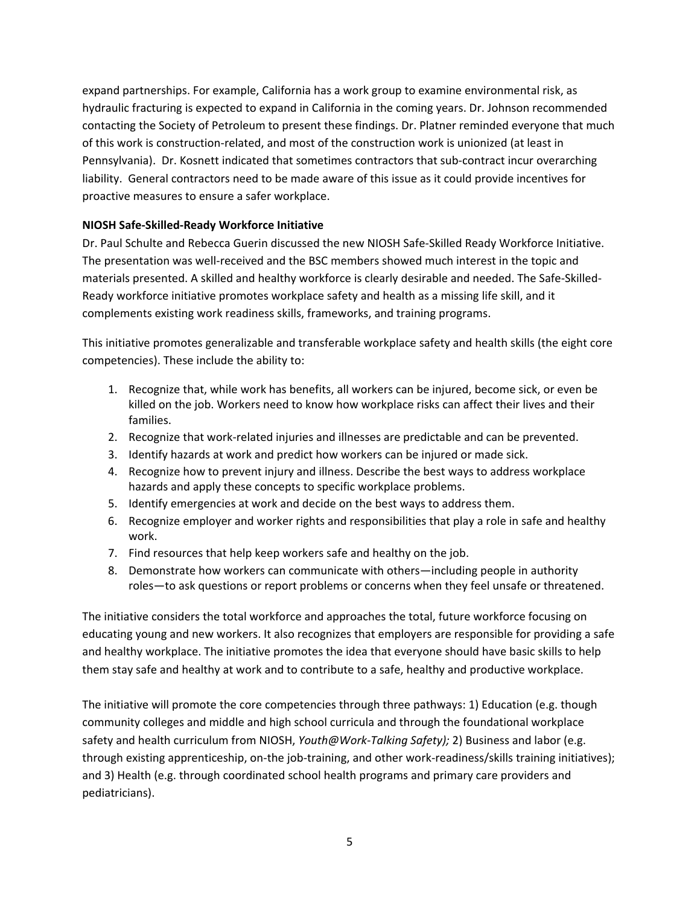expand partnerships. For example, California has a work group to examine environmental risk, as hydraulic fracturing is expected to expand in California in the coming years. Dr. Johnson recommended contacting the Society of Petroleum to present these findings. Dr. Platner reminded everyone that much of this work is construction-related, and most of the construction work is unionized (at least in Pennsylvania). Dr. Kosnett indicated that sometimes contractors that sub-contract incur overarching liability. General contractors need to be made aware of this issue as it could provide incentives for proactive measures to ensure a safer workplace.

**NIOSH Safe-Skilled-Ready Workforce Initiative**

Dr. Paul Schulte and Rebecca Guerin discussed the new NIOSH Safe-Skilled Ready Workforce Initiative. The presentation was well-received and the BSC members showed much interest in the topic and materials presented. A skilled and healthy workforce is clearly desirable and needed. The Safe-Skilled-Ready workforce initiative promotes workplace safety and health as a missing life skill, and it complements existing work readiness skills, frameworks, and training programs.

This initiative promotes generalizable and transferable workplace safety and health skills (the eight core competencies). These include the ability to:

1. Recognize that, while work has benefits, all workers can be injured, become sick, or even be killed on the job. Workers need to know how workplace risks can affect their lives and their families.
2. Recognize that work-related injuries and illnesses are predictable and can be prevented.
3. Identify hazards at work and predict how workers can be injured or made sick.
4. Recognize how to prevent injury and illness. Describe the best ways to address workplace hazards and apply these concepts to specific workplace problems.
5. Identify emergencies at work and decide on the best ways to address them.
6. Recognize employer and worker rights and responsibilities that play a role in safe and healthy work.
7. Find resources that help keep workers safe and healthy on the job.
8. Demonstrate how workers can communicate with others—including people in authority roles—to ask questions or report problems or concerns when they feel unsafe or threatened.

The initiative considers the total workforce and approaches the total, future workforce focusing on educating young and new workers. It also recognizes that employers are responsible for providing a safe and healthy workplace. The initiative promotes the idea that everyone should have basic skills to help them stay safe and healthy at work and to contribute to a safe, healthy and productive workplace.

The initiative will promote the core competencies through three pathways: 1) Education (e.g. though community colleges and middle and high school curricula and through the foundational workplace safety and health curriculum from NIOSH, *Youth@Work-Talking Safety);* 2) Business and labor (e.g. through existing apprenticeship, on-the job-training, and other work-readiness/skills training initiatives); and 3) Health (e.g. through coordinated school health programs and primary care providers and pediatricians).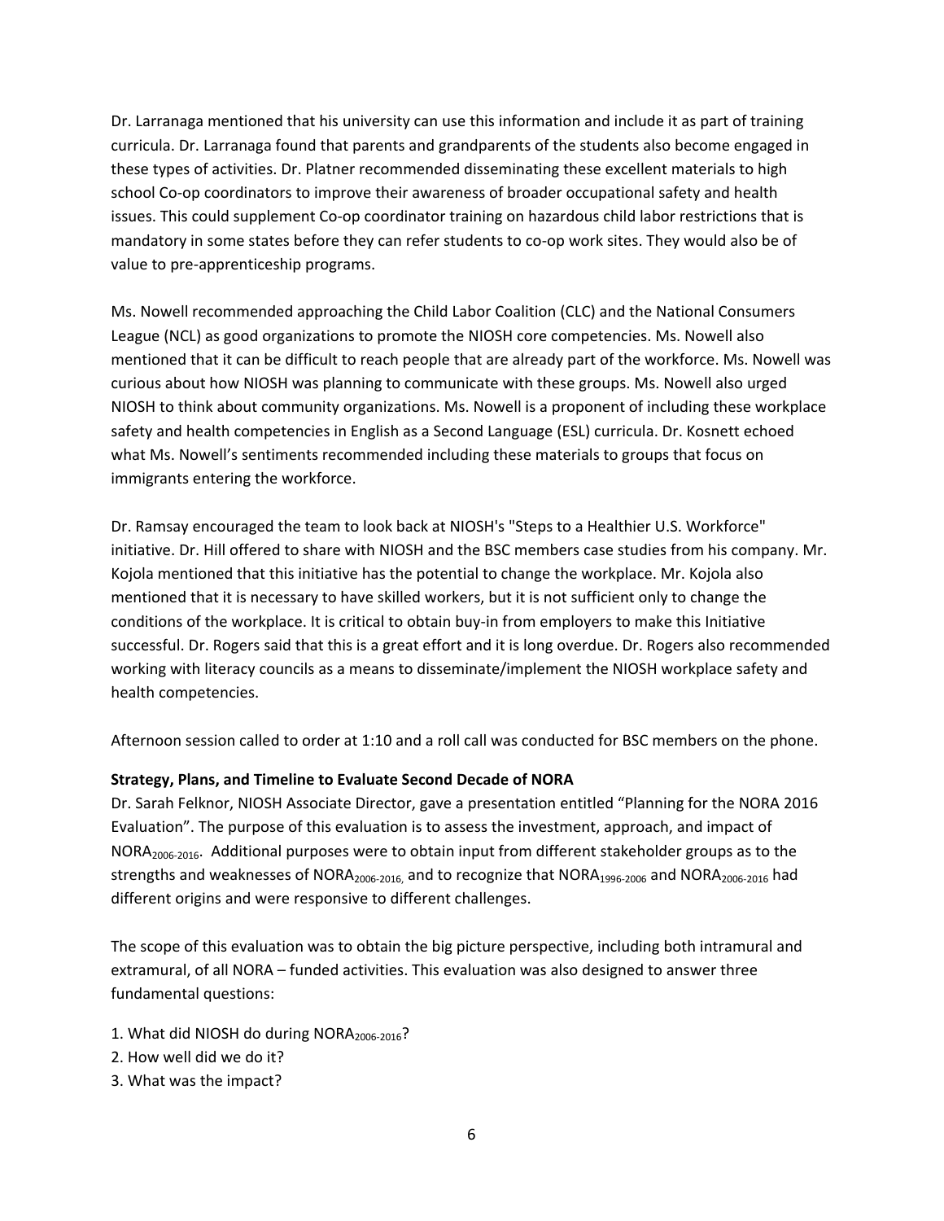Dr. Larranaga mentioned that his university can use this information and include it as part of training curricula. Dr. Larranaga found that parents and grandparents of the students also become engaged in these types of activities. Dr. Platner recommended disseminating these excellent materials to high school Co-op coordinators to improve their awareness of broader occupational safety and health issues. This could supplement Co-op coordinator training on hazardous child labor restrictions that is mandatory in some states before they can refer students to co-op work sites. They would also be of value to pre-apprenticeship programs.

Ms. Nowell recommended approaching the Child Labor Coalition (CLC) and the National Consumers League (NCL) as good organizations to promote the NIOSH core competencies. Ms. Nowell also mentioned that it can be difficult to reach people that are already part of the workforce. Ms. Nowell was curious about how NIOSH was planning to communicate with these groups. Ms. Nowell also urged NIOSH to think about community organizations. Ms. Nowell is a proponent of including these workplace safety and health competencies in English as a Second Language (ESL) curricula. Dr. Kosnett echoed what Ms. Nowell's sentiments recommended including these materials to groups that focus on immigrants entering the workforce.

Dr. Ramsay encouraged the team to look back at NIOSH's "Steps to a Healthier U.S. Workforce" initiative. Dr. Hill offered to share with NIOSH and the BSC members case studies from his company. Mr. Kojola mentioned that this initiative has the potential to change the workplace. Mr. Kojola also mentioned that it is necessary to have skilled workers, but it is not sufficient only to change the conditions of the workplace. It is critical to obtain buy-in from employers to make this Initiative successful. Dr. Rogers said that this is a great effort and it is long overdue. Dr. Rogers also recommended working with literacy councils as a means to disseminate/implement the NIOSH workplace safety and health competencies.

Afternoon session called to order at 1:10 and a roll call was conducted for BSC members on the phone.

**Strategy, Plans, and Timeline to Evaluate Second Decade of NORA**

Dr. Sarah Felknor, NIOSH Associate Director, gave a presentation entitled "Planning for the NORA 2016 Evaluation". The purpose of this evaluation is to assess the investment, approach, and impact of $\text{NORA}_{2006\text{-}2016}$. Additional purposes were to obtain input from different stakeholder groups as to the strengths and weaknesses of $\text{NORA}_{2006\text{-}2016}$, and to recognize that $\text{NORA}_{1996\text{-}2006}$ and $\text{NORA}_{2006\text{-}2016}$ had different origins and were responsive to different challenges.

The scope of this evaluation was to obtain the big picture perspective, including both intramural and extramural, of all NORA – funded activities. This evaluation was also designed to answer three fundamental questions:

1. What did NIOSH do during $\text{NORA}_{2006\text{-}2016}$?
2. How well did we do it?
3. What was the impact?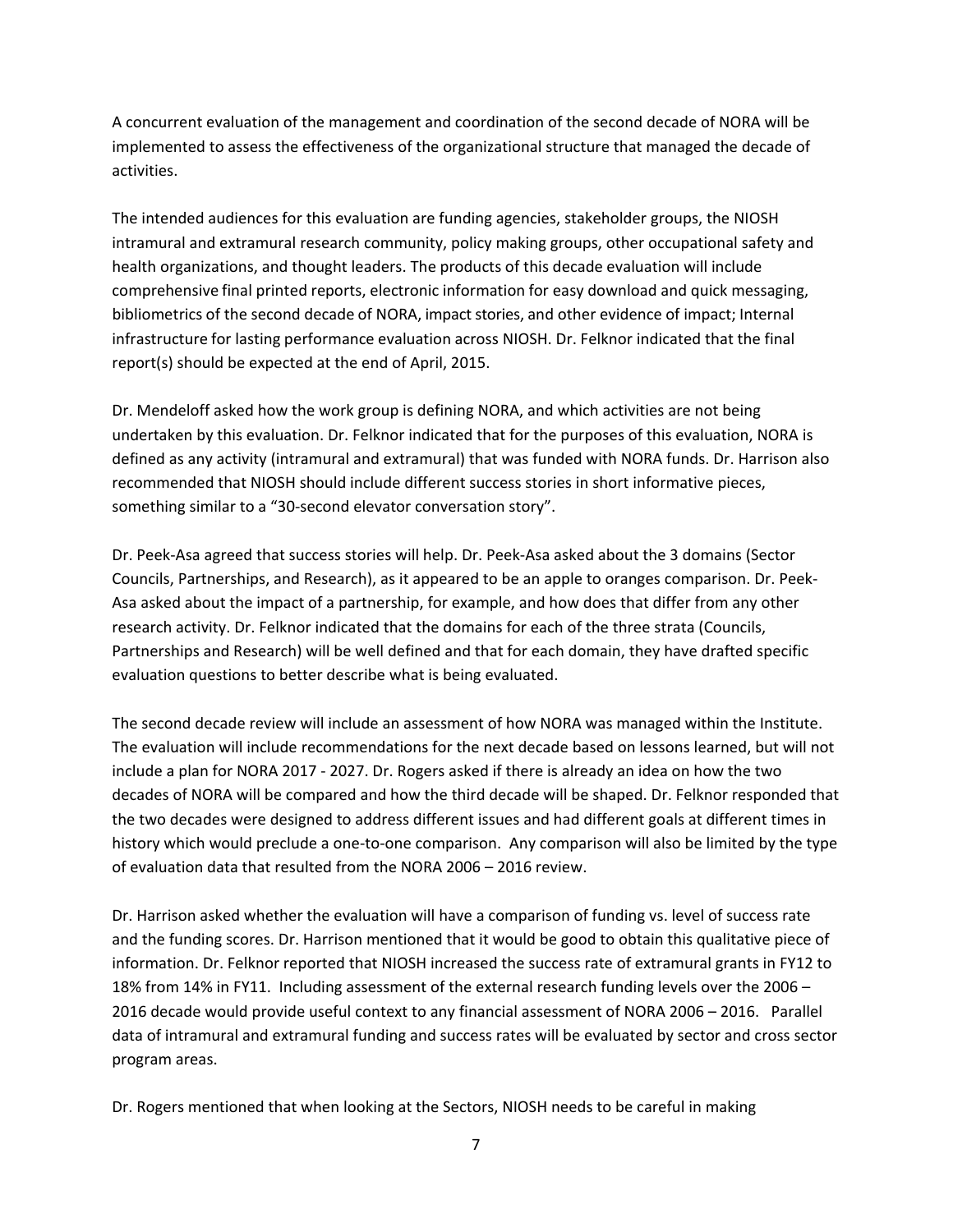A concurrent evaluation of the management and coordination of the second decade of NORA will be implemented to assess the effectiveness of the organizational structure that managed the decade of activities.

The intended audiences for this evaluation are funding agencies, stakeholder groups, the NIOSH intramural and extramural research community, policy making groups, other occupational safety and health organizations, and thought leaders. The products of this decade evaluation will include comprehensive final printed reports, electronic information for easy download and quick messaging, bibliometrics of the second decade of NORA, impact stories, and other evidence of impact; Internal infrastructure for lasting performance evaluation across NIOSH. Dr. Felknor indicated that the final report(s) should be expected at the end of April, 2015.

Dr. Mendeloff asked how the work group is defining NORA, and which activities are not being undertaken by this evaluation. Dr. Felknor indicated that for the purposes of this evaluation, NORA is defined as any activity (intramural and extramural) that was funded with NORA funds. Dr. Harrison also recommended that NIOSH should include different success stories in short informative pieces, something similar to a "30-second elevator conversation story".

Dr. Peek-Asa agreed that success stories will help. Dr. Peek-Asa asked about the 3 domains (Sector Councils, Partnerships, and Research), as it appeared to be an apple to oranges comparison. Dr. Peek-Asa asked about the impact of a partnership, for example, and how does that differ from any other research activity. Dr. Felknor indicated that the domains for each of the three strata (Councils, Partnerships and Research) will be well defined and that for each domain, they have drafted specific evaluation questions to better describe what is being evaluated.

The second decade review will include an assessment of how NORA was managed within the Institute. The evaluation will include recommendations for the next decade based on lessons learned, but will not include a plan for NORA 2017 - 2027. Dr. Rogers asked if there is already an idea on how the two decades of NORA will be compared and how the third decade will be shaped. Dr. Felknor responded that the two decades were designed to address different issues and had different goals at different times in history which would preclude a one-to-one comparison. Any comparison will also be limited by the type of evaluation data that resulted from the NORA 2006 – 2016 review.

Dr. Harrison asked whether the evaluation will have a comparison of funding vs. level of success rate and the funding scores. Dr. Harrison mentioned that it would be good to obtain this qualitative piece of information. Dr. Felknor reported that NIOSH increased the success rate of extramural grants in FY12 to 18% from 14% in FY11. Including assessment of the external research funding levels over the 2006 – 2016 decade would provide useful context to any financial assessment of NORA 2006 – 2016. Parallel data of intramural and extramural funding and success rates will be evaluated by sector and cross sector program areas.

Dr. Rogers mentioned that when looking at the Sectors, NIOSH needs to be careful in making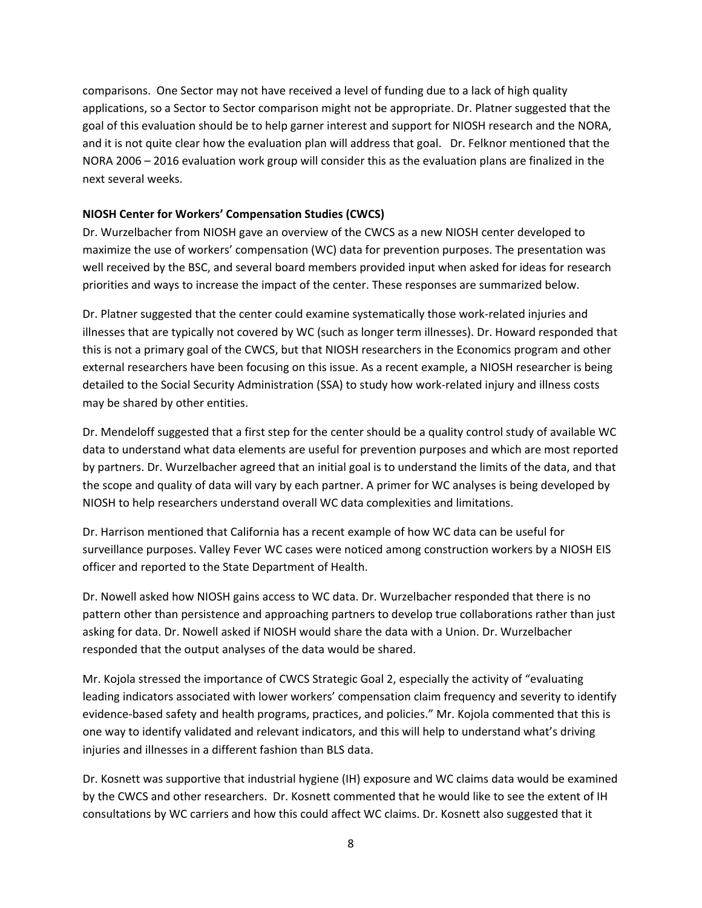comparisons. One Sector may not have received a level of funding due to a lack of high quality applications, so a Sector to Sector comparison might not be appropriate. Dr. Platner suggested that the goal of this evaluation should be to help garner interest and support for NIOSH research and the NORA, and it is not quite clear how the evaluation plan will address that goal. Dr. Felknor mentioned that the NORA 2006 – 2016 evaluation work group will consider this as the evaluation plans are finalized in the next several weeks.

**NIOSH Center for Workers' Compensation Studies (CWCS)**

Dr. Wurzelbacher from NIOSH gave an overview of the CWCS as a new NIOSH center developed to maximize the use of workers' compensation (WC) data for prevention purposes. The presentation was well received by the BSC, and several board members provided input when asked for ideas for research priorities and ways to increase the impact of the center. These responses are summarized below.

Dr. Platner suggested that the center could examine systematically those work-related injuries and illnesses that are typically not covered by WC (such as longer term illnesses). Dr. Howard responded that this is not a primary goal of the CWCS, but that NIOSH researchers in the Economics program and other external researchers have been focusing on this issue. As a recent example, a NIOSH researcher is being detailed to the Social Security Administration (SSA) to study how work-related injury and illness costs may be shared by other entities.

Dr. Mendeloff suggested that a first step for the center should be a quality control study of available WC data to understand what data elements are useful for prevention purposes and which are most reported by partners. Dr. Wurzelbacher agreed that an initial goal is to understand the limits of the data, and that the scope and quality of data will vary by each partner. A primer for WC analyses is being developed by NIOSH to help researchers understand overall WC data complexities and limitations.

Dr. Harrison mentioned that California has a recent example of how WC data can be useful for surveillance purposes. Valley Fever WC cases were noticed among construction workers by a NIOSH EIS officer and reported to the State Department of Health.

Dr. Nowell asked how NIOSH gains access to WC data. Dr. Wurzelbacher responded that there is no pattern other than persistence and approaching partners to develop true collaborations rather than just asking for data. Dr. Nowell asked if NIOSH would share the data with a Union. Dr. Wurzelbacher responded that the output analyses of the data would be shared.

Mr. Kojola stressed the importance of CWCS Strategic Goal 2, especially the activity of "evaluating leading indicators associated with lower workers' compensation claim frequency and severity to identify evidence-based safety and health programs, practices, and policies." Mr. Kojola commented that this is one way to identify validated and relevant indicators, and this will help to understand what's driving injuries and illnesses in a different fashion than BLS data.

Dr. Kosnett was supportive that industrial hygiene (IH) exposure and WC claims data would be examined by the CWCS and other researchers. Dr. Kosnett commented that he would like to see the extent of IH consultations by WC carriers and how this could affect WC claims. Dr. Kosnett also suggested that it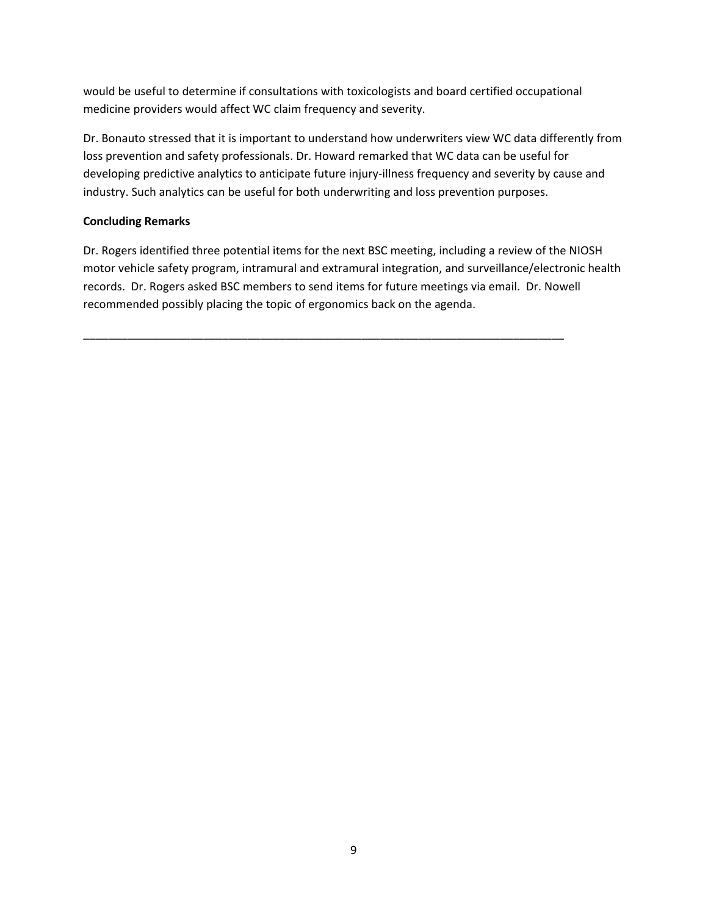would be useful to determine if consultations with toxicologists and board certified occupational medicine providers would affect WC claim frequency and severity.

Dr. Bonauto stressed that it is important to understand how underwriters view WC data differently from loss prevention and safety professionals. Dr. Howard remarked that WC data can be useful for developing predictive analytics to anticipate future injury-illness frequency and severity by cause and industry. Such analytics can be useful for both underwriting and loss prevention purposes.

**Concluding Remarks**

Dr. Rogers identified three potential items for the next BSC meeting, including a review of the NIOSH motor vehicle safety program, intramural and extramural integration, and surveillance/electronic health records. Dr. Rogers asked BSC members to send items for future meetings via email. Dr. Nowell recommended possibly placing the topic of ergonomics back on the agenda.

---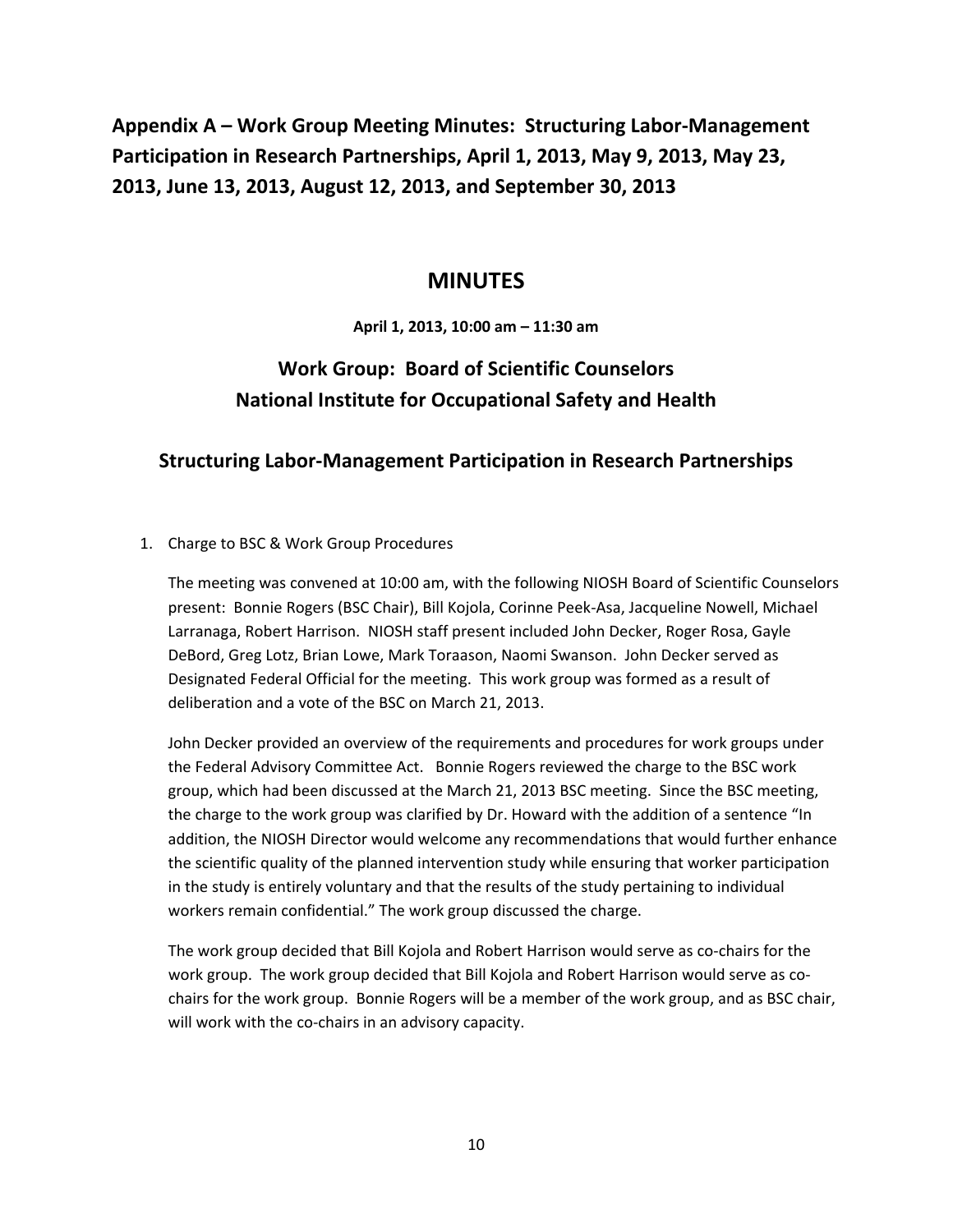# Appendix A – Work Group Meeting Minutes: Structuring Labor-Management Participation in Research Partnerships, April 1, 2013, May 9, 2013, May 23, 2013, June 13, 2013, August 12, 2013, and September 30, 2013

## MINUTES

**April 1, 2013, 10:00 am – 11:30 am**

## Work Group: Board of Scientific Counselors National Institute for Occupational Safety and Health

## Structuring Labor-Management Participation in Research Partnerships

1. Charge to BSC & Work Group Procedures

   The meeting was convened at 10:00 am, with the following NIOSH Board of Scientific Counselors present: Bonnie Rogers (BSC Chair), Bill Kojola, Corinne Peek-Asa, Jacqueline Nowell, Michael Larranaga, Robert Harrison. NIOSH staff present included John Decker, Roger Rosa, Gayle DeBord, Greg Lotz, Brian Lowe, Mark Toraason, Naomi Swanson. John Decker served as Designated Federal Official for the meeting. This work group was formed as a result of deliberation and a vote of the BSC on March 21, 2013.

   John Decker provided an overview of the requirements and procedures for work groups under the Federal Advisory Committee Act. Bonnie Rogers reviewed the charge to the BSC work group, which had been discussed at the March 21, 2013 BSC meeting. Since the BSC meeting, the charge to the work group was clarified by Dr. Howard with the addition of a sentence "In addition, the NIOSH Director would welcome any recommendations that would further enhance the scientific quality of the planned intervention study while ensuring that worker participation in the study is entirely voluntary and that the results of the study pertaining to individual workers remain confidential." The work group discussed the charge.

   The work group decided that Bill Kojola and Robert Harrison would serve as co-chairs for the work group. The work group decided that Bill Kojola and Robert Harrison would serve as co-chairs for the work group. Bonnie Rogers will be a member of the work group, and as BSC chair, will work with the co-chairs in an advisory capacity.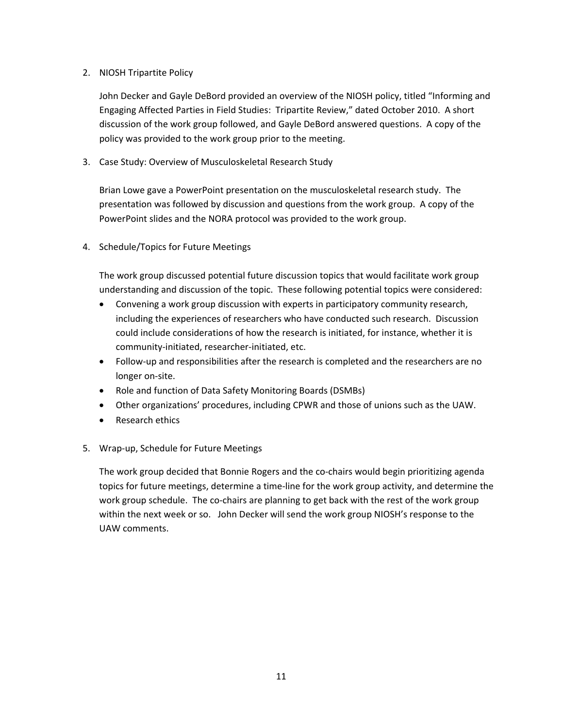2. NIOSH Tripartite Policy

   John Decker and Gayle DeBord provided an overview of the NIOSH policy, titled "Informing and Engaging Affected Parties in Field Studies: Tripartite Review," dated October 2010. A short discussion of the work group followed, and Gayle DeBord answered questions. A copy of the policy was provided to the work group prior to the meeting.

3. Case Study: Overview of Musculoskeletal Research Study

   Brian Lowe gave a PowerPoint presentation on the musculoskeletal research study. The presentation was followed by discussion and questions from the work group. A copy of the PowerPoint slides and the NORA protocol was provided to the work group.

4. Schedule/Topics for Future Meetings

   The work group discussed potential future discussion topics that would facilitate work group understanding and discussion of the topic. These following potential topics were considered:

   - Convening a work group discussion with experts in participatory community research, including the experiences of researchers who have conducted such research. Discussion could include considerations of how the research is initiated, for instance, whether it is community-initiated, researcher-initiated, etc.
   - Follow-up and responsibilities after the research is completed and the researchers are no longer on-site.
   - Role and function of Data Safety Monitoring Boards (DSMBs)
   - Other organizations' procedures, including CPWR and those of unions such as the UAW.
   - Research ethics

5. Wrap-up, Schedule for Future Meetings

   The work group decided that Bonnie Rogers and the co-chairs would begin prioritizing agenda topics for future meetings, determine a time-line for the work group activity, and determine the work group schedule. The co-chairs are planning to get back with the rest of the work group within the next week or so. John Decker will send the work group NIOSH's response to the UAW comments.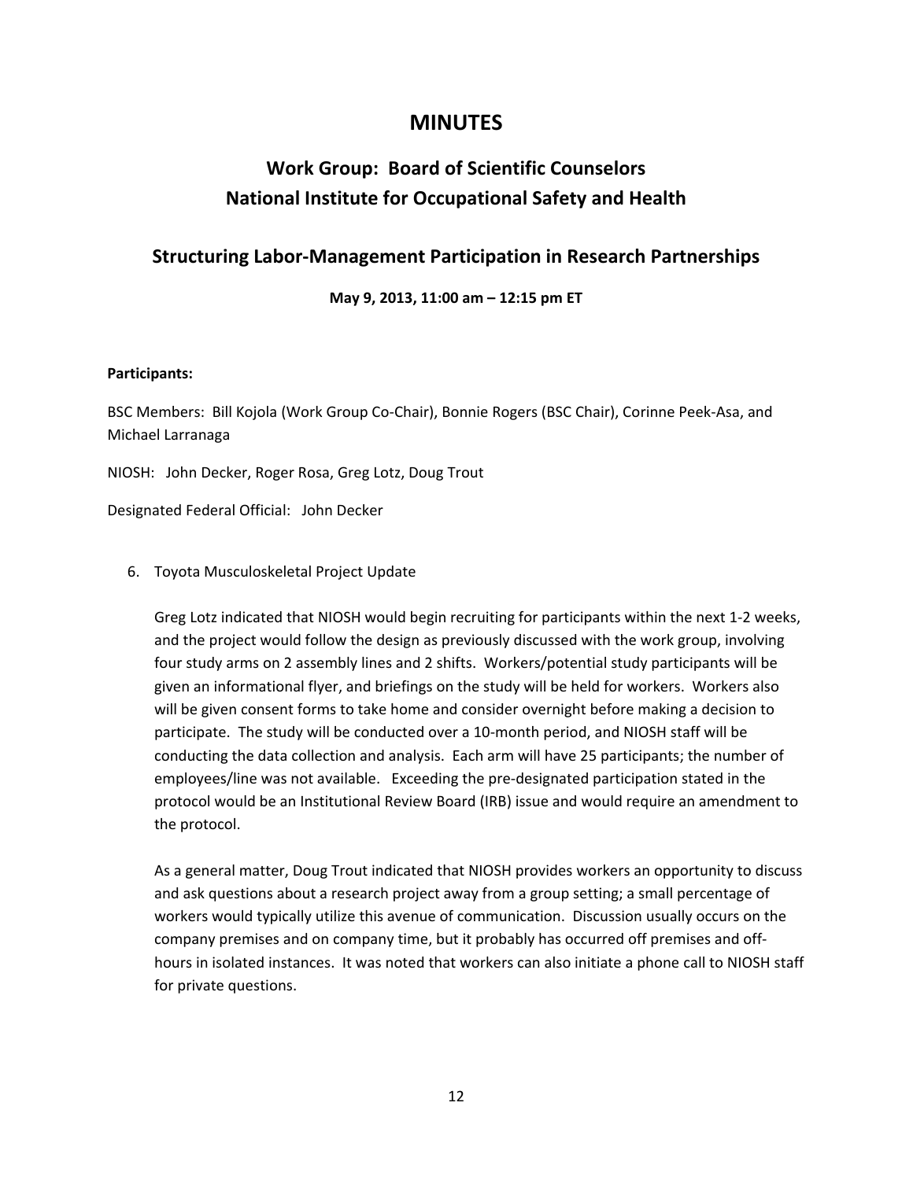# MINUTES

## Work Group: Board of Scientific Counselors National Institute for Occupational Safety and Health

### Structuring Labor-Management Participation in Research Partnerships

**May 9, 2013, 11:00 am – 12:15 pm ET**

**Participants:**

BSC Members: Bill Kojola (Work Group Co-Chair), Bonnie Rogers (BSC Chair), Corinne Peek-Asa, and Michael Larranaga

NIOSH: John Decker, Roger Rosa, Greg Lotz, Doug Trout

Designated Federal Official: John Decker

6. Toyota Musculoskeletal Project Update

   Greg Lotz indicated that NIOSH would begin recruiting for participants within the next 1-2 weeks, and the project would follow the design as previously discussed with the work group, involving four study arms on 2 assembly lines and 2 shifts. Workers/potential study participants will be given an informational flyer, and briefings on the study will be held for workers. Workers also will be given consent forms to take home and consider overnight before making a decision to participate. The study will be conducted over a 10-month period, and NIOSH staff will be conducting the data collection and analysis. Each arm will have 25 participants; the number of employees/line was not available. Exceeding the pre-designated participation stated in the protocol would be an Institutional Review Board (IRB) issue and would require an amendment to the protocol.

   As a general matter, Doug Trout indicated that NIOSH provides workers an opportunity to discuss and ask questions about a research project away from a group setting; a small percentage of workers would typically utilize this avenue of communication. Discussion usually occurs on the company premises and on company time, but it probably has occurred off premises and off-hours in isolated instances. It was noted that workers can also initiate a phone call to NIOSH staff for private questions.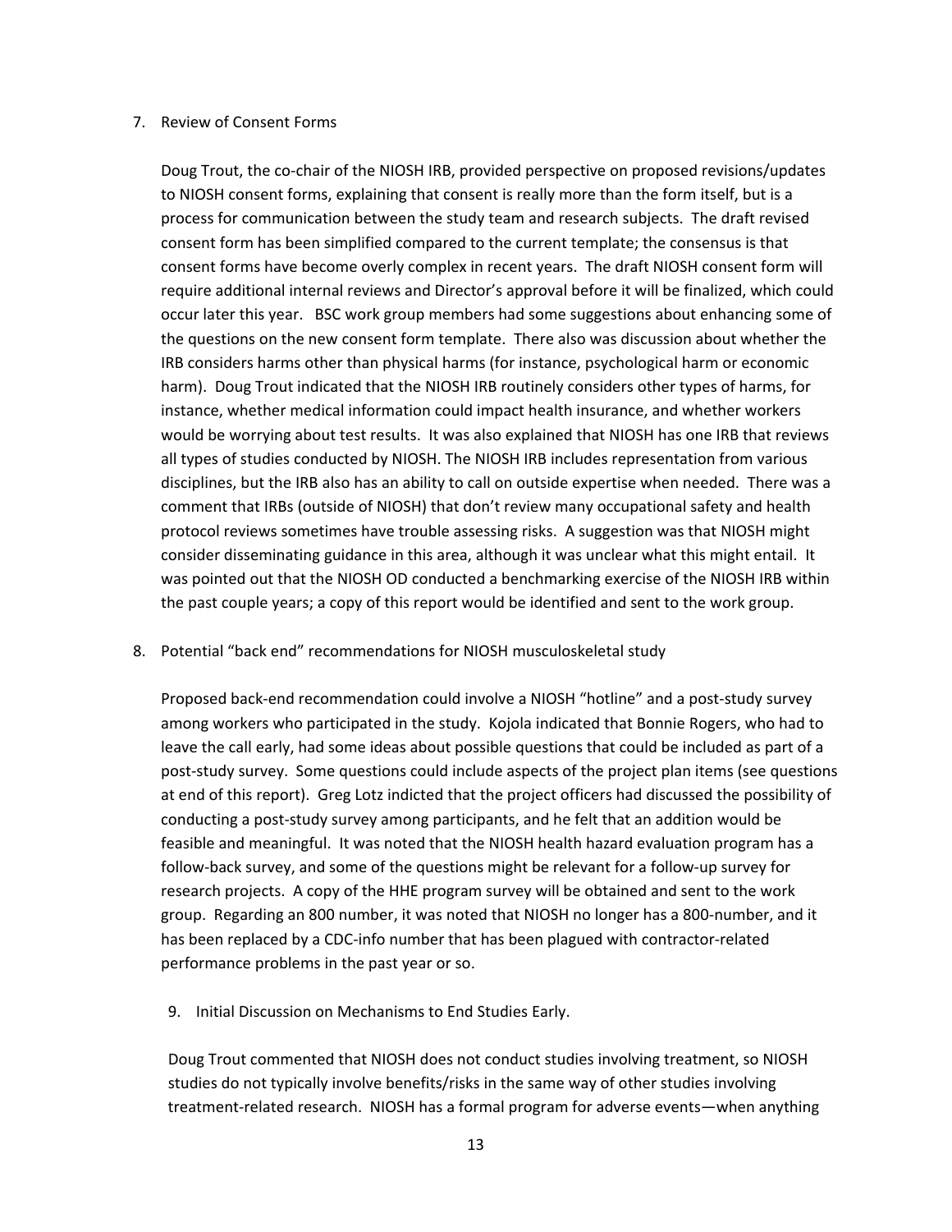7. Review of Consent Forms

   Doug Trout, the co-chair of the NIOSH IRB, provided perspective on proposed revisions/updates to NIOSH consent forms, explaining that consent is really more than the form itself, but is a process for communication between the study team and research subjects. The draft revised consent form has been simplified compared to the current template; the consensus is that consent forms have become overly complex in recent years. The draft NIOSH consent form will require additional internal reviews and Director's approval before it will be finalized, which could occur later this year. BSC work group members had some suggestions about enhancing some of the questions on the new consent form template. There also was discussion about whether the IRB considers harms other than physical harms (for instance, psychological harm or economic harm). Doug Trout indicated that the NIOSH IRB routinely considers other types of harms, for instance, whether medical information could impact health insurance, and whether workers would be worrying about test results. It was also explained that NIOSH has one IRB that reviews all types of studies conducted by NIOSH. The NIOSH IRB includes representation from various disciplines, but the IRB also has an ability to call on outside expertise when needed. There was a comment that IRBs (outside of NIOSH) that don't review many occupational safety and health protocol reviews sometimes have trouble assessing risks. A suggestion was that NIOSH might consider disseminating guidance in this area, although it was unclear what this might entail. It was pointed out that the NIOSH OD conducted a benchmarking exercise of the NIOSH IRB within the past couple years; a copy of this report would be identified and sent to the work group.

8. Potential "back end" recommendations for NIOSH musculoskeletal study

   Proposed back-end recommendation could involve a NIOSH "hotline" and a post-study survey among workers who participated in the study. Kojola indicated that Bonnie Rogers, who had to leave the call early, had some ideas about possible questions that could be included as part of a post-study survey. Some questions could include aspects of the project plan items (see questions at end of this report). Greg Lotz indicted that the project officers had discussed the possibility of conducting a post-study survey among participants, and he felt that an addition would be feasible and meaningful. It was noted that the NIOSH health hazard evaluation program has a follow-back survey, and some of the questions might be relevant for a follow-up survey for research projects. A copy of the HHE program survey will be obtained and sent to the work group. Regarding an 800 number, it was noted that NIOSH no longer has a 800-number, and it has been replaced by a CDC-info number that has been plagued with contractor-related performance problems in the past year or so.

9. Initial Discussion on Mechanisms to End Studies Early.

   Doug Trout commented that NIOSH does not conduct studies involving treatment, so NIOSH studies do not typically involve benefits/risks in the same way of other studies involving treatment-related research. NIOSH has a formal program for adverse events—when anything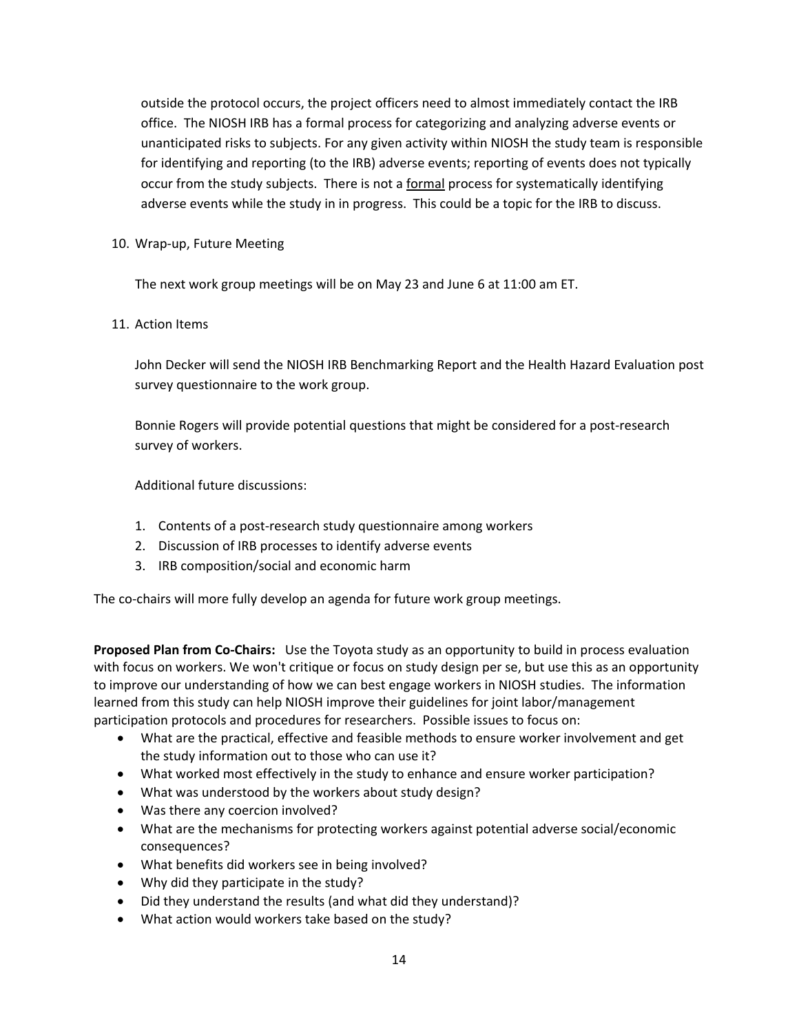outside the protocol occurs, the project officers need to almost immediately contact the IRB office. The NIOSH IRB has a formal process for categorizing and analyzing adverse events or unanticipated risks to subjects. For any given activity within NIOSH the study team is responsible for identifying and reporting (to the IRB) adverse events; reporting of events does not typically occur from the study subjects. There is not a formal process for systematically identifying adverse events while the study in in progress. This could be a topic for the IRB to discuss.

10. Wrap-up, Future Meeting

    The next work group meetings will be on May 23 and June 6 at 11:00 am ET.

11. Action Items

    John Decker will send the NIOSH IRB Benchmarking Report and the Health Hazard Evaluation post survey questionnaire to the work group.

    Bonnie Rogers will provide potential questions that might be considered for a post-research survey of workers.

    Additional future discussions:

    1. Contents of a post-research study questionnaire among workers
    2. Discussion of IRB processes to identify adverse events
    3. IRB composition/social and economic harm

The co-chairs will more fully develop an agenda for future work group meetings.

**Proposed Plan from Co-Chairs:** Use the Toyota study as an opportunity to build in process evaluation with focus on workers. We won't critique or focus on study design per se, but use this as an opportunity to improve our understanding of how we can best engage workers in NIOSH studies. The information learned from this study can help NIOSH improve their guidelines for joint labor/management participation protocols and procedures for researchers. Possible issues to focus on:

- What are the practical, effective and feasible methods to ensure worker involvement and get the study information out to those who can use it?
- What worked most effectively in the study to enhance and ensure worker participation?
- What was understood by the workers about study design?
- Was there any coercion involved?
- What are the mechanisms for protecting workers against potential adverse social/economic consequences?
- What benefits did workers see in being involved?
- Why did they participate in the study?
- Did they understand the results (and what did they understand)?
- What action would workers take based on the study?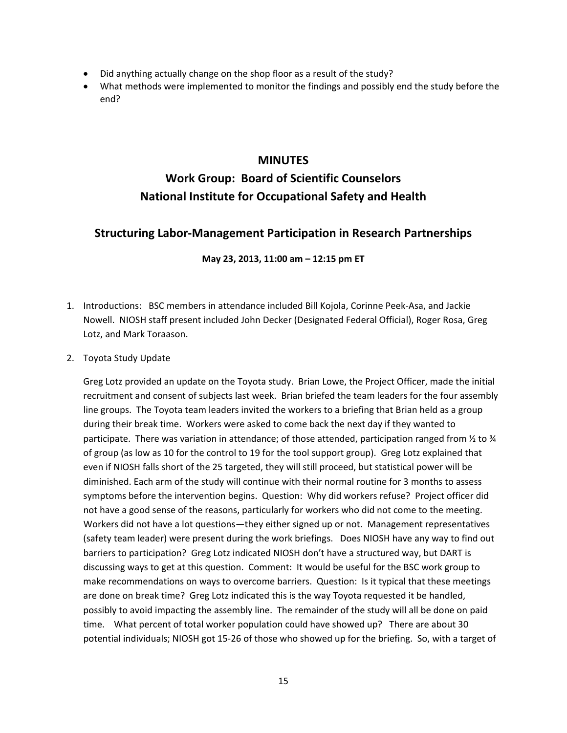- Did anything actually change on the shop floor as a result of the study?
- What methods were implemented to monitor the findings and possibly end the study before the end?

## MINUTES

## Work Group: Board of Scientific Counselors National Institute for Occupational Safety and Health

### Structuring Labor-Management Participation in Research Partnerships

**May 23, 2013, 11:00 am – 12:15 pm ET**

1. Introductions: BSC members in attendance included Bill Kojola, Corinne Peek-Asa, and Jackie Nowell. NIOSH staff present included John Decker (Designated Federal Official), Roger Rosa, Greg Lotz, and Mark Toraason.

2. Toyota Study Update

   Greg Lotz provided an update on the Toyota study. Brian Lowe, the Project Officer, made the initial recruitment and consent of subjects last week. Brian briefed the team leaders for the four assembly line groups. The Toyota team leaders invited the workers to a briefing that Brian held as a group during their break time. Workers were asked to come back the next day if they wanted to participate. There was variation in attendance; of those attended, participation ranged from ½ to ¾ of group (as low as 10 for the control to 19 for the tool support group). Greg Lotz explained that even if NIOSH falls short of the 25 targeted, they will still proceed, but statistical power will be diminished. Each arm of the study will continue with their normal routine for 3 months to assess symptoms before the intervention begins. Question: Why did workers refuse? Project officer did not have a good sense of the reasons, particularly for workers who did not come to the meeting. Workers did not have a lot questions—they either signed up or not. Management representatives (safety team leader) were present during the work briefings. Does NIOSH have any way to find out barriers to participation? Greg Lotz indicated NIOSH don't have a structured way, but DART is discussing ways to get at this question. Comment: It would be useful for the BSC work group to make recommendations on ways to overcome barriers. Question: Is it typical that these meetings are done on break time? Greg Lotz indicated this is the way Toyota requested it be handled, possibly to avoid impacting the assembly line. The remainder of the study will all be done on paid time. What percent of total worker population could have showed up? There are about 30 potential individuals; NIOSH got 15-26 of those who showed up for the briefing. So, with a target of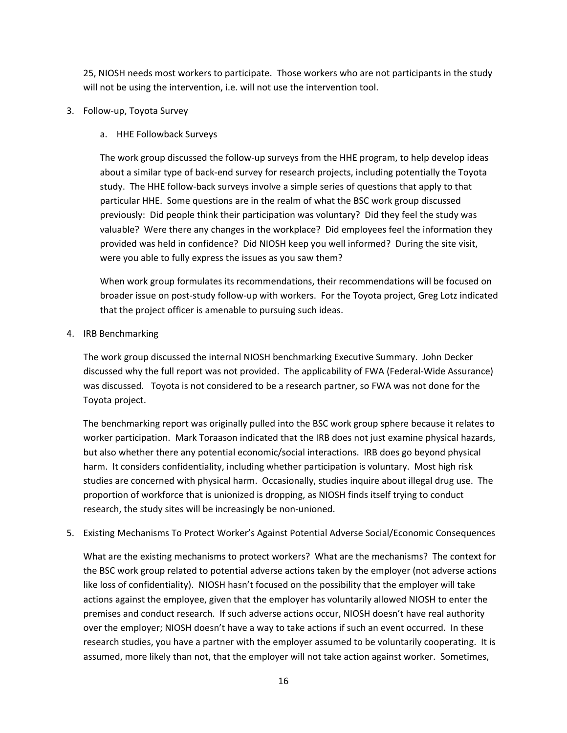25, NIOSH needs most workers to participate. Those workers who are not participants in the study will not be using the intervention, i.e. will not use the intervention tool.

3. Follow-up, Toyota Survey

   a. HHE Followback Surveys

   The work group discussed the follow-up surveys from the HHE program, to help develop ideas about a similar type of back-end survey for research projects, including potentially the Toyota study. The HHE follow-back surveys involve a simple series of questions that apply to that particular HHE. Some questions are in the realm of what the BSC work group discussed previously: Did people think their participation was voluntary? Did they feel the study was valuable? Were there any changes in the workplace? Did employees feel the information they provided was held in confidence? Did NIOSH keep you well informed? During the site visit, were you able to fully express the issues as you saw them?

   When work group formulates its recommendations, their recommendations will be focused on broader issue on post-study follow-up with workers. For the Toyota project, Greg Lotz indicated that the project officer is amenable to pursuing such ideas.

4. IRB Benchmarking

   The work group discussed the internal NIOSH benchmarking Executive Summary. John Decker discussed why the full report was not provided. The applicability of FWA (Federal-Wide Assurance) was discussed. Toyota is not considered to be a research partner, so FWA was not done for the Toyota project.

   The benchmarking report was originally pulled into the BSC work group sphere because it relates to worker participation. Mark Toraason indicated that the IRB does not just examine physical hazards, but also whether there any potential economic/social interactions. IRB does go beyond physical harm. It considers confidentiality, including whether participation is voluntary. Most high risk studies are concerned with physical harm. Occasionally, studies inquire about illegal drug use. The proportion of workforce that is unionized is dropping, as NIOSH finds itself trying to conduct research, the study sites will be increasingly be non-unioned.

5. Existing Mechanisms To Protect Worker's Against Potential Adverse Social/Economic Consequences

   What are the existing mechanisms to protect workers? What are the mechanisms? The context for the BSC work group related to potential adverse actions taken by the employer (not adverse actions like loss of confidentiality). NIOSH hasn't focused on the possibility that the employer will take actions against the employee, given that the employer has voluntarily allowed NIOSH to enter the premises and conduct research. If such adverse actions occur, NIOSH doesn't have real authority over the employer; NIOSH doesn't have a way to take actions if such an event occurred. In these research studies, you have a partner with the employer assumed to be voluntarily cooperating. It is assumed, more likely than not, that the employer will not take action against worker. Sometimes,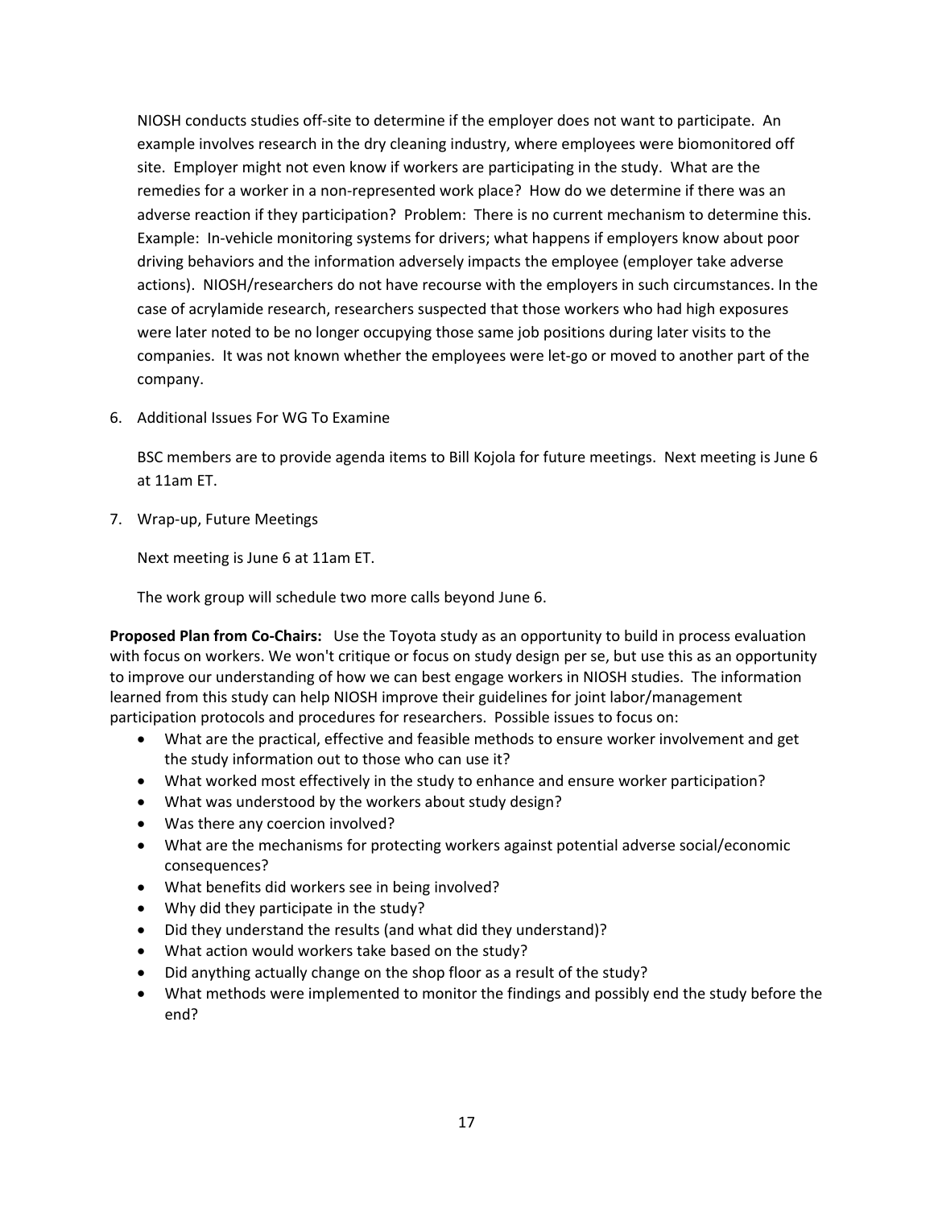NIOSH conducts studies off-site to determine if the employer does not want to participate. An example involves research in the dry cleaning industry, where employees were biomonitored off site. Employer might not even know if workers are participating in the study. What are the remedies for a worker in a non-represented work place? How do we determine if there was an adverse reaction if they participation? Problem: There is no current mechanism to determine this. Example: In-vehicle monitoring systems for drivers; what happens if employers know about poor driving behaviors and the information adversely impacts the employee (employer take adverse actions). NIOSH/researchers do not have recourse with the employers in such circumstances. In the case of acrylamide research, researchers suspected that those workers who had high exposures were later noted to be no longer occupying those same job positions during later visits to the companies. It was not known whether the employees were let-go or moved to another part of the company.

6. Additional Issues For WG To Examine

   BSC members are to provide agenda items to Bill Kojola for future meetings. Next meeting is June 6 at 11am ET.

7. Wrap-up, Future Meetings

   Next meeting is June 6 at 11am ET.

   The work group will schedule two more calls beyond June 6.

**Proposed Plan from Co-Chairs:** Use the Toyota study as an opportunity to build in process evaluation with focus on workers. We won't critique or focus on study design per se, but use this as an opportunity to improve our understanding of how we can best engage workers in NIOSH studies. The information learned from this study can help NIOSH improve their guidelines for joint labor/management participation protocols and procedures for researchers. Possible issues to focus on:

- What are the practical, effective and feasible methods to ensure worker involvement and get the study information out to those who can use it?
- What worked most effectively in the study to enhance and ensure worker participation?
- What was understood by the workers about study design?
- Was there any coercion involved?
- What are the mechanisms for protecting workers against potential adverse social/economic consequences?
- What benefits did workers see in being involved?
- Why did they participate in the study?
- Did they understand the results (and what did they understand)?
- What action would workers take based on the study?
- Did anything actually change on the shop floor as a result of the study?
- What methods were implemented to monitor the findings and possibly end the study before the end?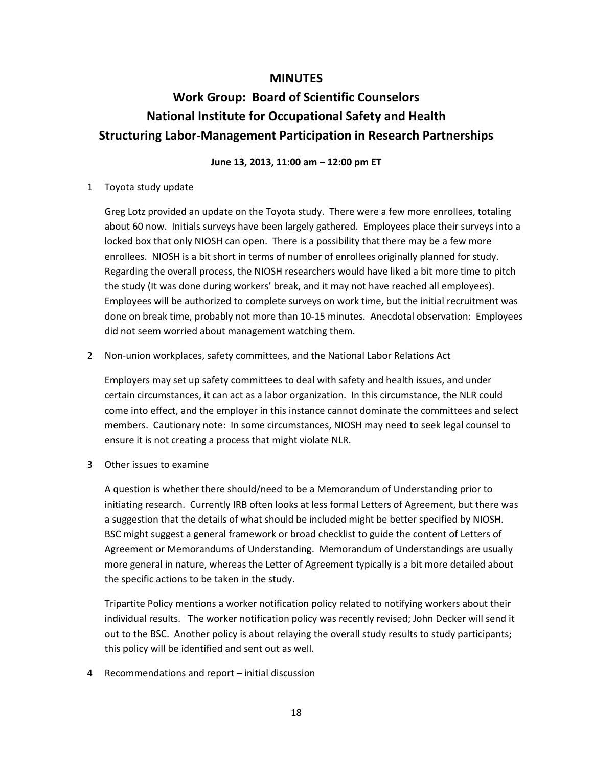# MINUTES

## Work Group: Board of Scientific Counselors National Institute for Occupational Safety and Health Structuring Labor-Management Participation in Research Partnerships

**June 13, 2013, 11:00 am – 12:00 pm ET**

1 Toyota study update

   Greg Lotz provided an update on the Toyota study. There were a few more enrollees, totaling about 60 now. Initials surveys have been largely gathered. Employees place their surveys into a locked box that only NIOSH can open. There is a possibility that there may be a few more enrollees. NIOSH is a bit short in terms of number of enrollees originally planned for study. Regarding the overall process, the NIOSH researchers would have liked a bit more time to pitch the study (It was done during workers' break, and it may not have reached all employees). Employees will be authorized to complete surveys on work time, but the initial recruitment was done on break time, probably not more than 10-15 minutes. Anecdotal observation: Employees did not seem worried about management watching them.

2 Non-union workplaces, safety committees, and the National Labor Relations Act

   Employers may set up safety committees to deal with safety and health issues, and under certain circumstances, it can act as a labor organization. In this circumstance, the NLR could come into effect, and the employer in this instance cannot dominate the committees and select members. Cautionary note: In some circumstances, NIOSH may need to seek legal counsel to ensure it is not creating a process that might violate NLR.

3 Other issues to examine

   A question is whether there should/need to be a Memorandum of Understanding prior to initiating research. Currently IRB often looks at less formal Letters of Agreement, but there was a suggestion that the details of what should be included might be better specified by NIOSH. BSC might suggest a general framework or broad checklist to guide the content of Letters of Agreement or Memorandums of Understanding. Memorandum of Understandings are usually more general in nature, whereas the Letter of Agreement typically is a bit more detailed about the specific actions to be taken in the study.

   Tripartite Policy mentions a worker notification policy related to notifying workers about their individual results. The worker notification policy was recently revised; John Decker will send it out to the BSC. Another policy is about relaying the overall study results to study participants; this policy will be identified and sent out as well.

4 Recommendations and report – initial discussion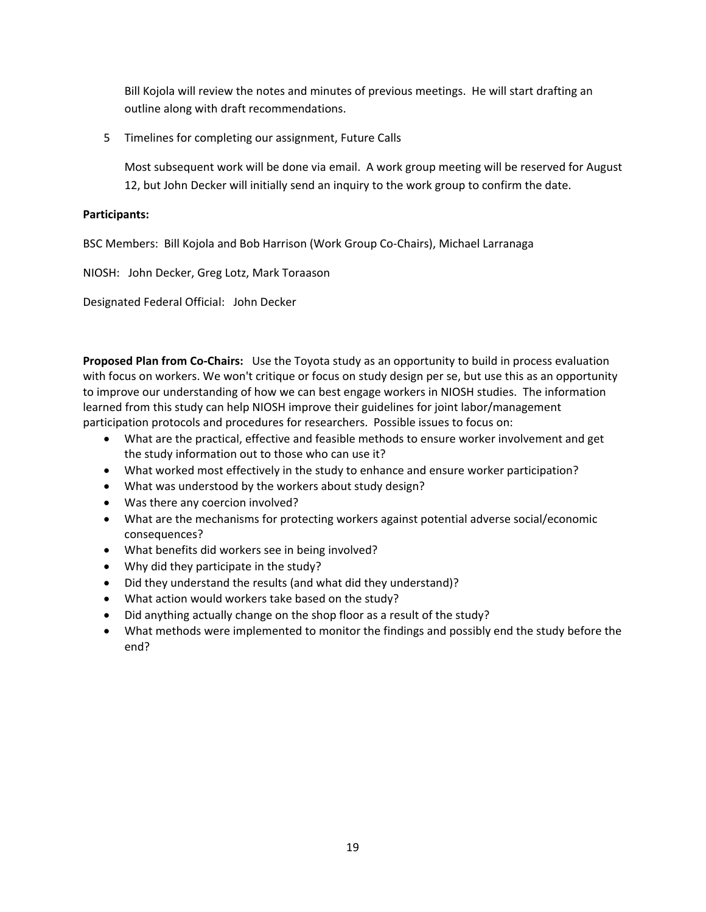Bill Kojola will review the notes and minutes of previous meetings. He will start drafting an outline along with draft recommendations.

5 Timelines for completing our assignment, Future Calls

Most subsequent work will be done via email. A work group meeting will be reserved for August 12, but John Decker will initially send an inquiry to the work group to confirm the date.

**Participants:**

BSC Members: Bill Kojola and Bob Harrison (Work Group Co-Chairs), Michael Larranaga

NIOSH: John Decker, Greg Lotz, Mark Toraason

Designated Federal Official: John Decker

**Proposed Plan from Co-Chairs:** Use the Toyota study as an opportunity to build in process evaluation with focus on workers. We won't critique or focus on study design per se, but use this as an opportunity to improve our understanding of how we can best engage workers in NIOSH studies. The information learned from this study can help NIOSH improve their guidelines for joint labor/management participation protocols and procedures for researchers. Possible issues to focus on:

- What are the practical, effective and feasible methods to ensure worker involvement and get the study information out to those who can use it?
- What worked most effectively in the study to enhance and ensure worker participation?
- What was understood by the workers about study design?
- Was there any coercion involved?
- What are the mechanisms for protecting workers against potential adverse social/economic consequences?
- What benefits did workers see in being involved?
- Why did they participate in the study?
- Did they understand the results (and what did they understand)?
- What action would workers take based on the study?
- Did anything actually change on the shop floor as a result of the study?
- What methods were implemented to monitor the findings and possibly end the study before the end?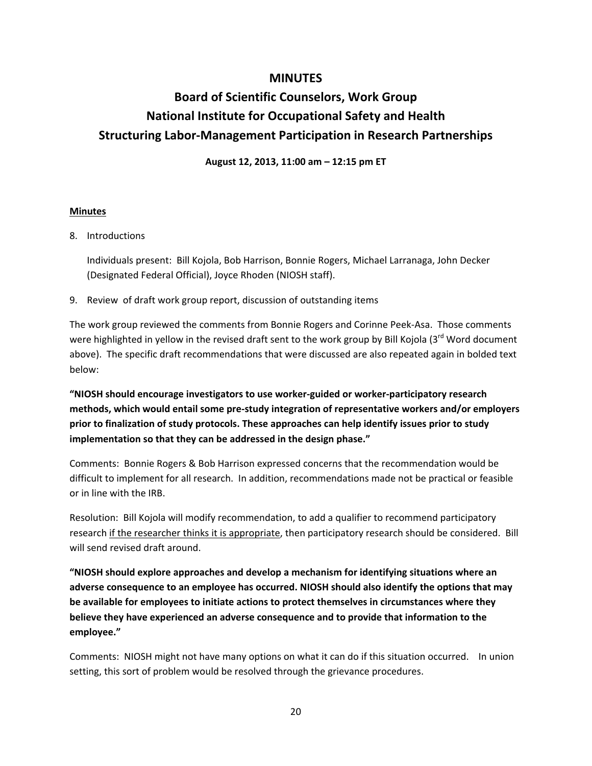# MINUTES

## Board of Scientific Counselors, Work Group
## National Institute for Occupational Safety and Health
## Structuring Labor-Management Participation in Research Partnerships

**August 12, 2013, 11:00 am – 12:15 pm ET**

**Minutes**

8. Introductions

   Individuals present: Bill Kojola, Bob Harrison, Bonnie Rogers, Michael Larranaga, John Decker (Designated Federal Official), Joyce Rhoden (NIOSH staff).

9. Review of draft work group report, discussion of outstanding items

The work group reviewed the comments from Bonnie Rogers and Corinne Peek-Asa. Those comments were highlighted in yellow in the revised draft sent to the work group by Bill Kojola (3rd Word document above). The specific draft recommendations that were discussed are also repeated again in bolded text below:

**"NIOSH should encourage investigators to use worker-guided or worker-participatory research methods, which would entail some pre-study integration of representative workers and/or employers prior to finalization of study protocols. These approaches can help identify issues prior to study implementation so that they can be addressed in the design phase."**

Comments: Bonnie Rogers & Bob Harrison expressed concerns that the recommendation would be difficult to implement for all research. In addition, recommendations made not be practical or feasible or in line with the IRB.

Resolution: Bill Kojola will modify recommendation, to add a qualifier to recommend participatory research <u>if the researcher thinks it is appropriate</u>, then participatory research should be considered. Bill will send revised draft around.

**"NIOSH should explore approaches and develop a mechanism for identifying situations where an adverse consequence to an employee has occurred. NIOSH should also identify the options that may be available for employees to initiate actions to protect themselves in circumstances where they believe they have experienced an adverse consequence and to provide that information to the employee."**

Comments: NIOSH might not have many options on what it can do if this situation occurred. In union setting, this sort of problem would be resolved through the grievance procedures.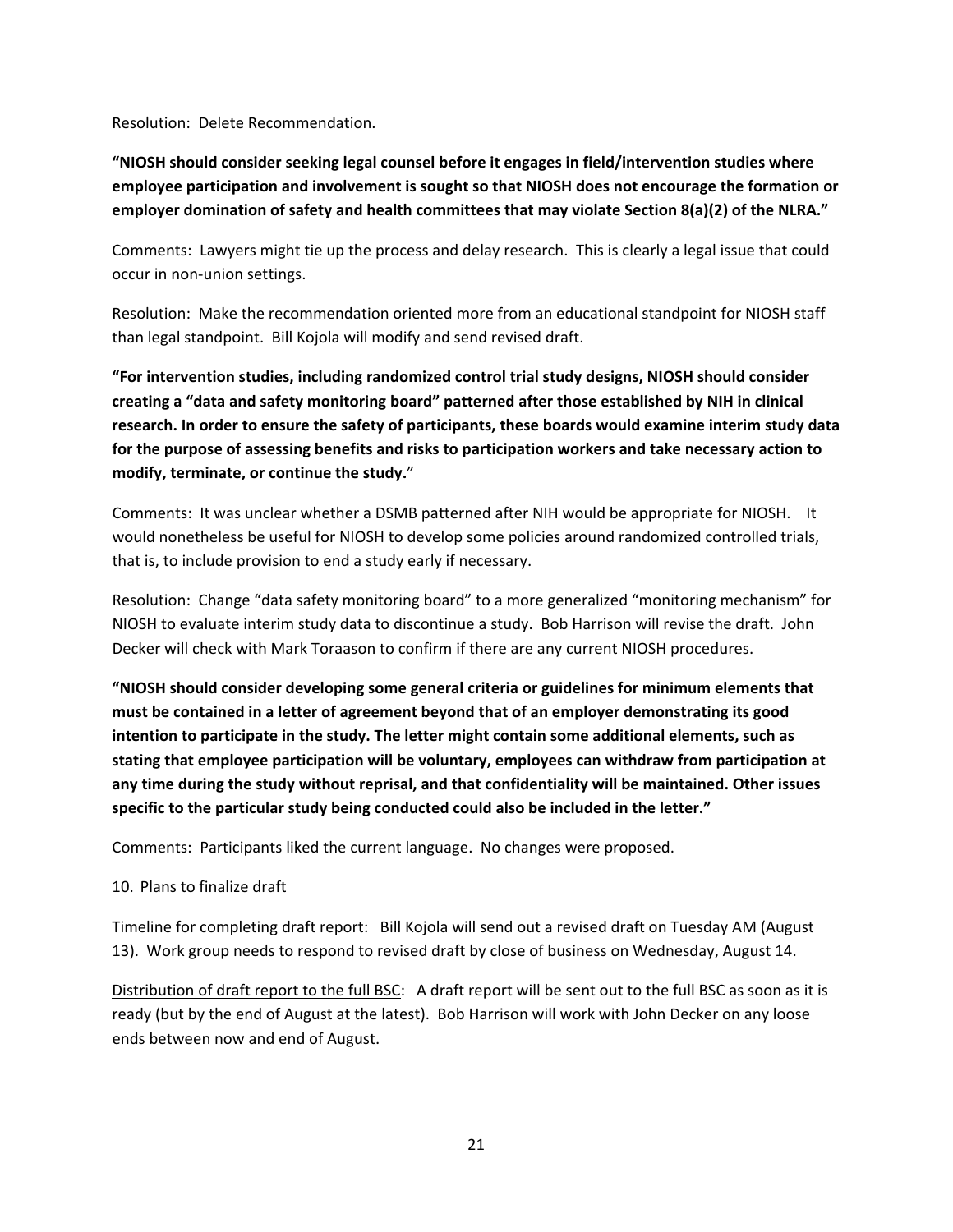Resolution: Delete Recommendation.

**"NIOSH should consider seeking legal counsel before it engages in field/intervention studies where employee participation and involvement is sought so that NIOSH does not encourage the formation or employer domination of safety and health committees that may violate Section 8(a)(2) of the NLRA."**

Comments: Lawyers might tie up the process and delay research. This is clearly a legal issue that could occur in non-union settings.

Resolution: Make the recommendation oriented more from an educational standpoint for NIOSH staff than legal standpoint. Bill Kojola will modify and send revised draft.

**"For intervention studies, including randomized control trial study designs, NIOSH should consider creating a "data and safety monitoring board" patterned after those established by NIH in clinical research. In order to ensure the safety of participants, these boards would examine interim study data for the purpose of assessing benefits and risks to participation workers and take necessary action to modify, terminate, or continue the study.**"

Comments: It was unclear whether a DSMB patterned after NIH would be appropriate for NIOSH. It would nonetheless be useful for NIOSH to develop some policies around randomized controlled trials, that is, to include provision to end a study early if necessary.

Resolution: Change "data safety monitoring board" to a more generalized "monitoring mechanism" for NIOSH to evaluate interim study data to discontinue a study. Bob Harrison will revise the draft. John Decker will check with Mark Toraason to confirm if there are any current NIOSH procedures.

**"NIOSH should consider developing some general criteria or guidelines for minimum elements that must be contained in a letter of agreement beyond that of an employer demonstrating its good intention to participate in the study. The letter might contain some additional elements, such as stating that employee participation will be voluntary, employees can withdraw from participation at any time during the study without reprisal, and that confidentiality will be maintained. Other issues specific to the particular study being conducted could also be included in the letter."**

Comments: Participants liked the current language. No changes were proposed.

10. Plans to finalize draft

Timeline for completing draft report: Bill Kojola will send out a revised draft on Tuesday AM (August 13). Work group needs to respond to revised draft by close of business on Wednesday, August 14.

Distribution of draft report to the full BSC: A draft report will be sent out to the full BSC as soon as it is ready (but by the end of August at the latest). Bob Harrison will work with John Decker on any loose ends between now and end of August.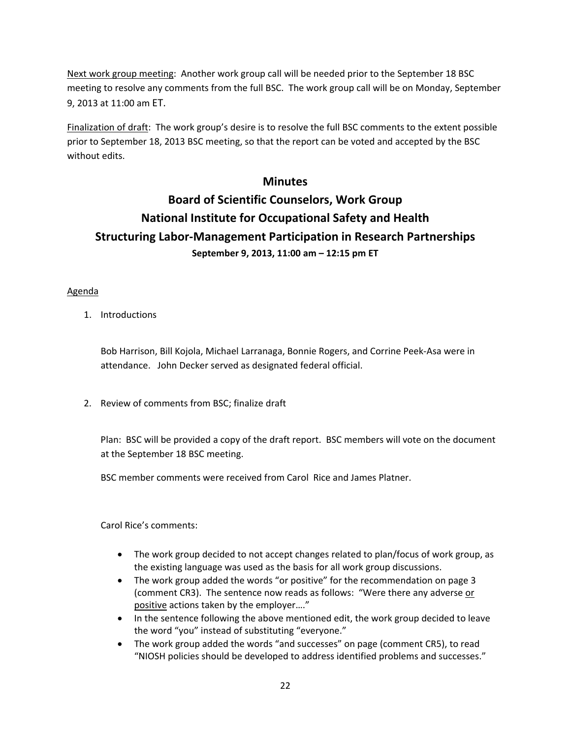<u>Next work group meeting</u>: Another work group call will be needed prior to the September 18 BSC meeting to resolve any comments from the full BSC. The work group call will be on Monday, September 9, 2013 at 11:00 am ET.

<u>Finalization of draft</u>: The work group's desire is to resolve the full BSC comments to the extent possible prior to September 18, 2013 BSC meeting, so that the report can be voted and accepted by the BSC without edits.

## Minutes
## Board of Scientific Counselors, Work Group
## National Institute for Occupational Safety and Health
## Structuring Labor-Management Participation in Research Partnerships

**September 9, 2013, 11:00 am – 12:15 pm ET**

<u>Agenda</u>

1. Introductions

   Bob Harrison, Bill Kojola, Michael Larranaga, Bonnie Rogers, and Corrine Peek-Asa were in attendance. John Decker served as designated federal official.

2. Review of comments from BSC; finalize draft

   Plan: BSC will be provided a copy of the draft report. BSC members will vote on the document at the September 18 BSC meeting.

   BSC member comments were received from Carol Rice and James Platner.

   Carol Rice's comments:

   - The work group decided to not accept changes related to plan/focus of work group, as the existing language was used as the basis for all work group discussions.
   - The work group added the words "or positive" for the recommendation on page 3 (comment CR3). The sentence now reads as follows: "Were there any adverse <u>or positive</u> actions taken by the employer…."
   - In the sentence following the above mentioned edit, the work group decided to leave the word "you" instead of substituting "everyone."
   - The work group added the words "and successes" on page (comment CR5), to read "NIOSH policies should be developed to address identified problems and successes."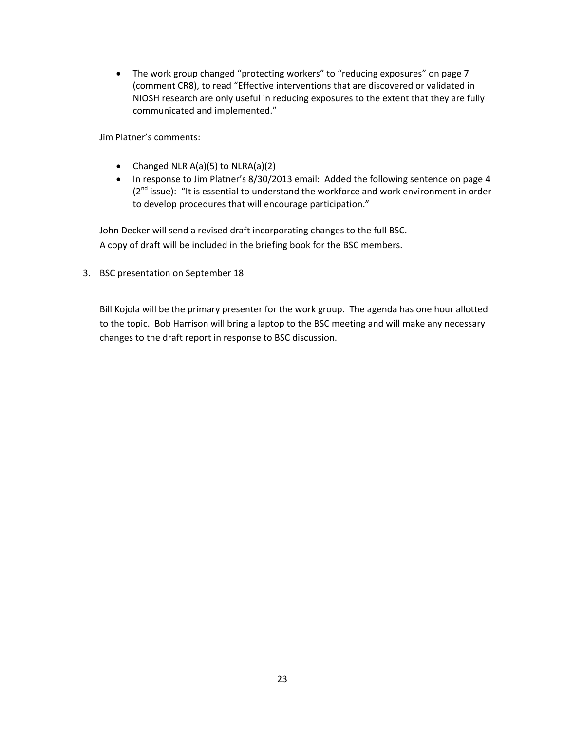- The work group changed “protecting workers” to “reducing exposures” on page 7 (comment CR8), to read “Effective interventions that are discovered or validated in NIOSH research are only useful in reducing exposures to the extent that they are fully communicated and implemented.”

Jim Platner’s comments:

- Changed NLR A(a)(5) to NLRA(a)(2)
- In response to Jim Platner’s 8/30/2013 email: Added the following sentence on page 4 (2nd issue): “It is essential to understand the workforce and work environment in order to develop procedures that will encourage participation.”

John Decker will send a revised draft incorporating changes to the full BSC.
A copy of draft will be included in the briefing book for the BSC members.

3. BSC presentation on September 18

Bill Kojola will be the primary presenter for the work group. The agenda has one hour allotted to the topic. Bob Harrison will bring a laptop to the BSC meeting and will make any necessary changes to the draft report in response to BSC discussion.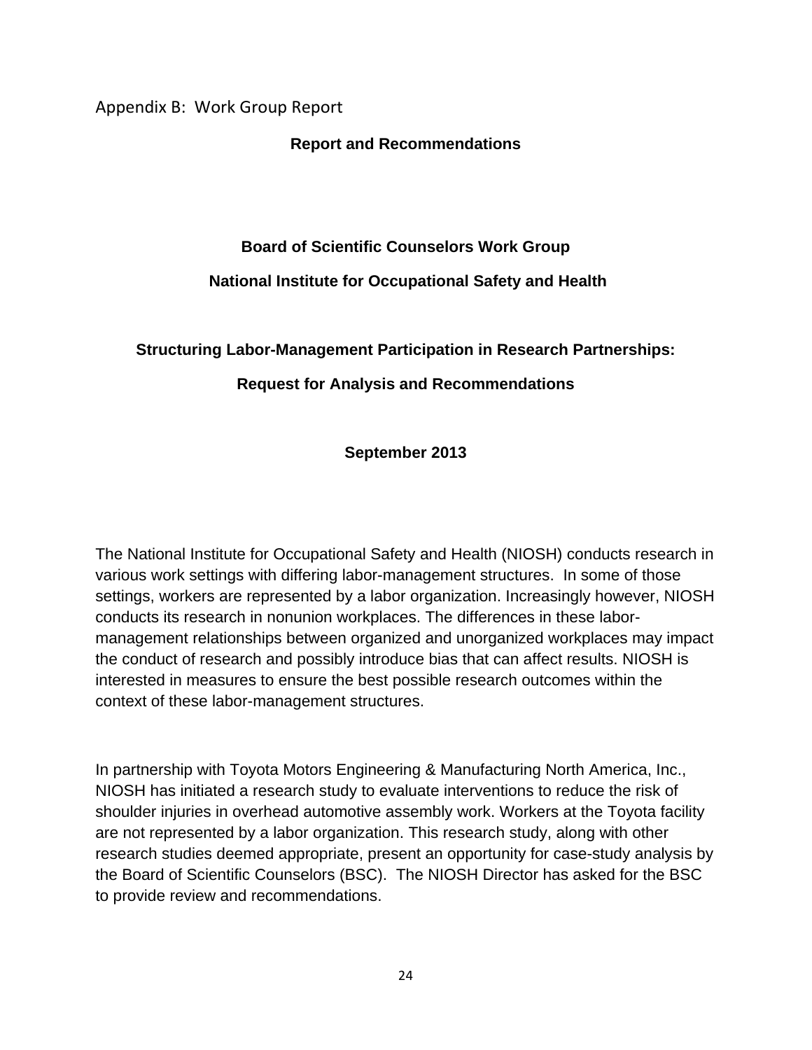## Appendix B: Work Group Report

**Report and Recommendations**

**Board of Scientific Counselors Work Group**

**National Institute for Occupational Safety and Health**

**Structuring Labor-Management Participation in Research Partnerships:**

**Request for Analysis and Recommendations**

**September 2013**

The National Institute for Occupational Safety and Health (NIOSH) conducts research in various work settings with differing labor-management structures. In some of those settings, workers are represented by a labor organization. Increasingly however, NIOSH conducts its research in nonunion workplaces. The differences in these labor-management relationships between organized and unorganized workplaces may impact the conduct of research and possibly introduce bias that can affect results. NIOSH is interested in measures to ensure the best possible research outcomes within the context of these labor-management structures.

In partnership with Toyota Motors Engineering & Manufacturing North America, Inc., NIOSH has initiated a research study to evaluate interventions to reduce the risk of shoulder injuries in overhead automotive assembly work. Workers at the Toyota facility are not represented by a labor organization. This research study, along with other research studies deemed appropriate, present an opportunity for case-study analysis by the Board of Scientific Counselors (BSC). The NIOSH Director has asked for the BSC to provide review and recommendations.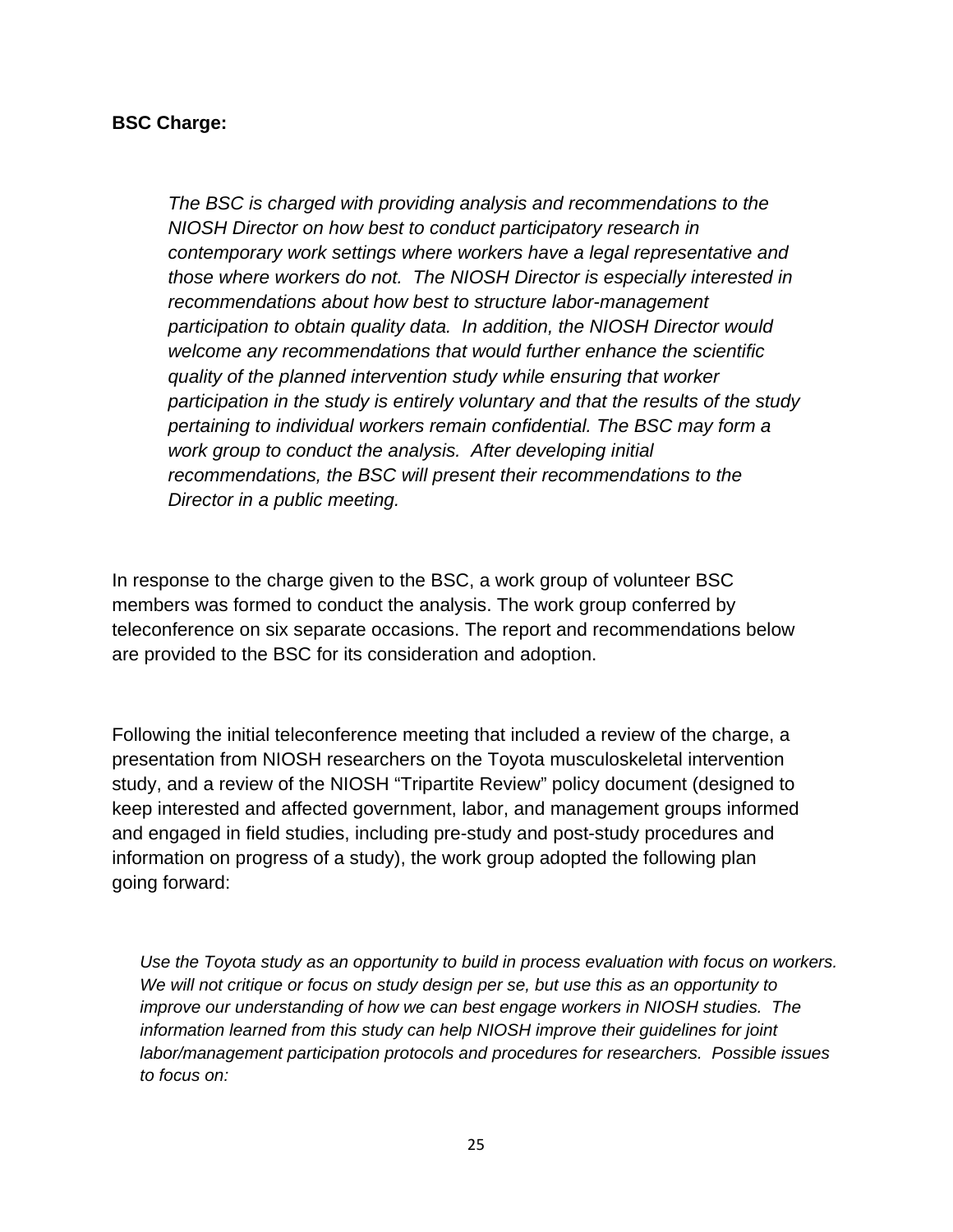**BSC Charge:**

> *The BSC is charged with providing analysis and recommendations to the NIOSH Director on how best to conduct participatory research in contemporary work settings where workers have a legal representative and those where workers do not. The NIOSH Director is especially interested in recommendations about how best to structure labor-management participation to obtain quality data. In addition, the NIOSH Director would welcome any recommendations that would further enhance the scientific quality of the planned intervention study while ensuring that worker participation in the study is entirely voluntary and that the results of the study pertaining to individual workers remain confidential. The BSC may form a work group to conduct the analysis. After developing initial recommendations, the BSC will present their recommendations to the Director in a public meeting.*

In response to the charge given to the BSC, a work group of volunteer BSC members was formed to conduct the analysis. The work group conferred by teleconference on six separate occasions. The report and recommendations below are provided to the BSC for its consideration and adoption.

Following the initial teleconference meeting that included a review of the charge, a presentation from NIOSH researchers on the Toyota musculoskeletal intervention study, and a review of the NIOSH "Tripartite Review" policy document (designed to keep interested and affected government, labor, and management groups informed and engaged in field studies, including pre-study and post-study procedures and information on progress of a study), the work group adopted the following plan going forward:

> *Use the Toyota study as an opportunity to build in process evaluation with focus on workers. We will not critique or focus on study design per se, but use this as an opportunity to improve our understanding of how we can best engage workers in NIOSH studies. The information learned from this study can help NIOSH improve their guidelines for joint labor/management participation protocols and procedures for researchers. Possible issues to focus on:*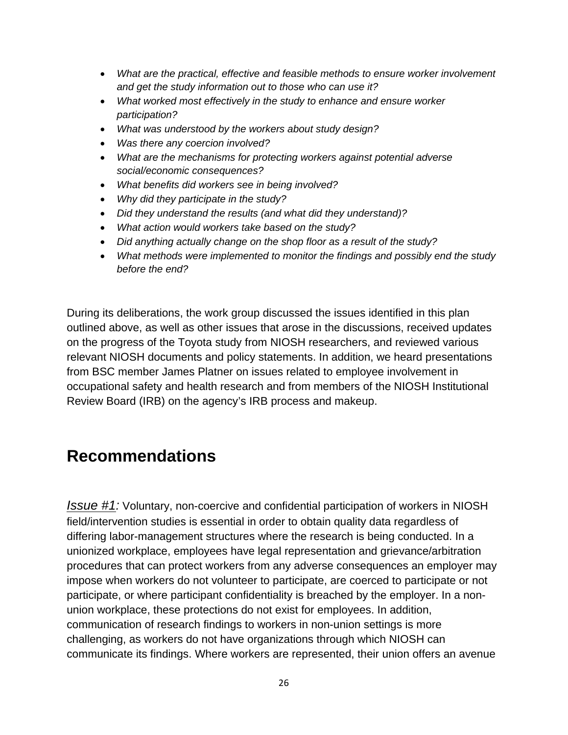- *What are the practical, effective and feasible methods to ensure worker involvement and get the study information out to those who can use it?*
- *What worked most effectively in the study to enhance and ensure worker participation?*
- *What was understood by the workers about study design?*
- *Was there any coercion involved?*
- *What are the mechanisms for protecting workers against potential adverse social/economic consequences?*
- *What benefits did workers see in being involved?*
- *Why did they participate in the study?*
- *Did they understand the results (and what did they understand)?*
- *What action would workers take based on the study?*
- *Did anything actually change on the shop floor as a result of the study?*
- *What methods were implemented to monitor the findings and possibly end the study before the end?*

During its deliberations, the work group discussed the issues identified in this plan outlined above, as well as other issues that arose in the discussions, received updates on the progress of the Toyota study from NIOSH researchers, and reviewed various relevant NIOSH documents and policy statements. In addition, we heard presentations from BSC member James Platner on issues related to employee involvement in occupational safety and health research and from members of the NIOSH Institutional Review Board (IRB) on the agency's IRB process and makeup.

## Recommendations

*Issue #1:* Voluntary, non-coercive and confidential participation of workers in NIOSH field/intervention studies is essential in order to obtain quality data regardless of differing labor-management structures where the research is being conducted. In a unionized workplace, employees have legal representation and grievance/arbitration procedures that can protect workers from any adverse consequences an employer may impose when workers do not volunteer to participate, are coerced to participate or not participate, or where participant confidentiality is breached by the employer. In a non-union workplace, these protections do not exist for employees. In addition, communication of research findings to workers in non-union settings is more challenging, as workers do not have organizations through which NIOSH can communicate its findings. Where workers are represented, their union offers an avenue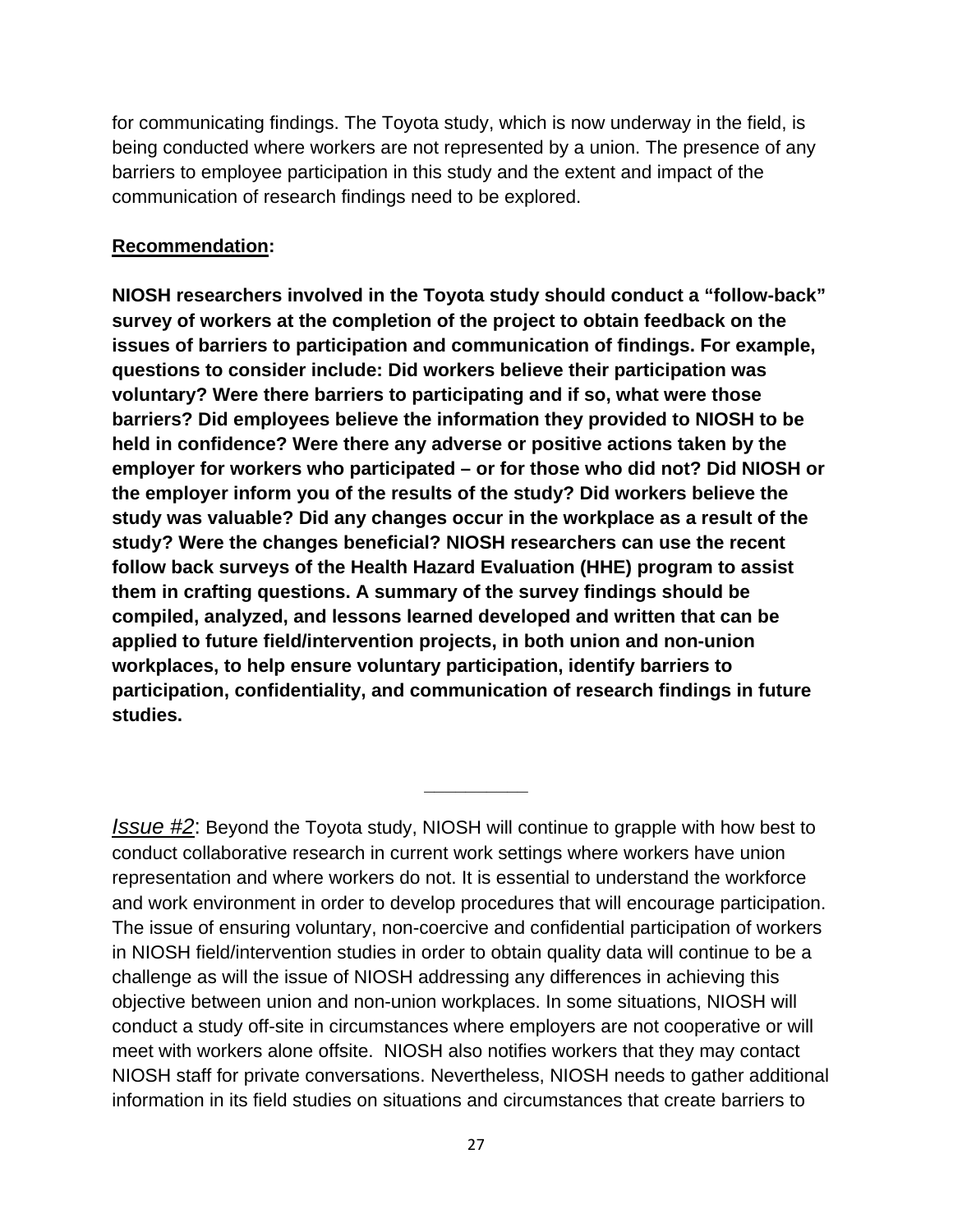for communicating findings. The Toyota study, which is now underway in the field, is being conducted where workers are not represented by a union. The presence of any barriers to employee participation in this study and the extent and impact of the communication of research findings need to be explored.

**<u>Recommendation</u>:**

**NIOSH researchers involved in the Toyota study should conduct a "follow-back" survey of workers at the completion of the project to obtain feedback on the issues of barriers to participation and communication of findings. For example, questions to consider include: Did workers believe their participation was voluntary? Were there barriers to participating and if so, what were those barriers? Did employees believe the information they provided to NIOSH to be held in confidence? Were there any adverse or positive actions taken by the employer for workers who participated – or for those who did not? Did NIOSH or the employer inform you of the results of the study? Did workers believe the study was valuable? Did any changes occur in the workplace as a result of the study? Were the changes beneficial? NIOSH researchers can use the recent follow back surveys of the Health Hazard Evaluation (HHE) program to assist them in crafting questions. A summary of the survey findings should be compiled, analyzed, and lessons learned developed and written that can be applied to future field/intervention projects, in both union and non-union workplaces, to help ensure voluntary participation, identify barriers to participation, confidentiality, and communication of research findings in future studies.**

---

*<u>Issue #2</u>*: Beyond the Toyota study, NIOSH will continue to grapple with how best to conduct collaborative research in current work settings where workers have union representation and where workers do not. It is essential to understand the workforce and work environment in order to develop procedures that will encourage participation. The issue of ensuring voluntary, non-coercive and confidential participation of workers in NIOSH field/intervention studies in order to obtain quality data will continue to be a challenge as will the issue of NIOSH addressing any differences in achieving this objective between union and non-union workplaces. In some situations, NIOSH will conduct a study off-site in circumstances where employers are not cooperative or will meet with workers alone offsite. NIOSH also notifies workers that they may contact NIOSH staff for private conversations. Nevertheless, NIOSH needs to gather additional information in its field studies on situations and circumstances that create barriers to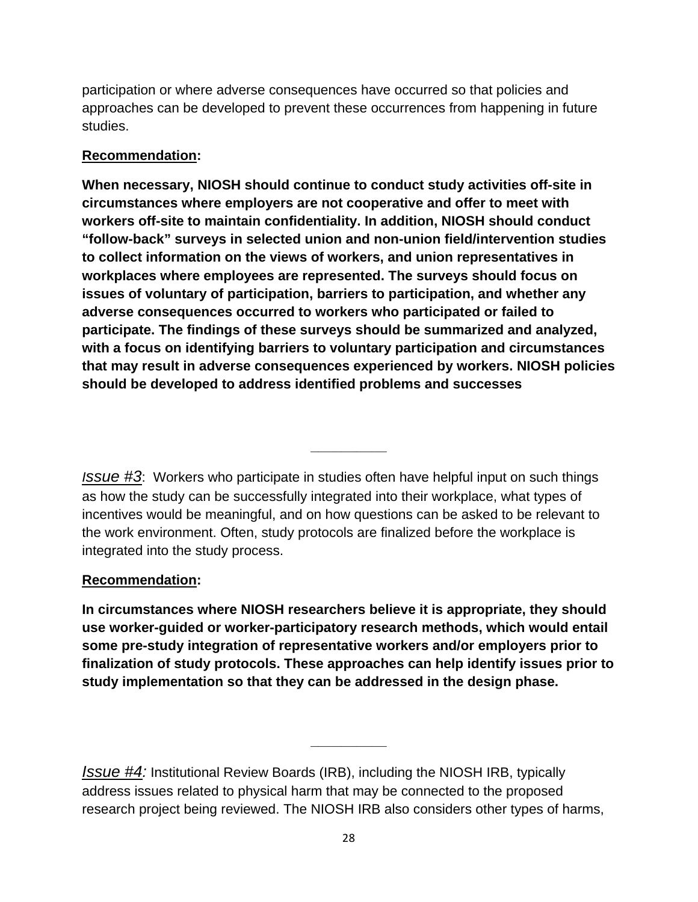participation or where adverse consequences have occurred so that policies and approaches can be developed to prevent these occurrences from happening in future studies.

**Recommendation:**

**When necessary, NIOSH should continue to conduct study activities off-site in circumstances where employers are not cooperative and offer to meet with workers off-site to maintain confidentiality. In addition, NIOSH should conduct "follow-back" surveys in selected union and non-union field/intervention studies to collect information on the views of workers, and union representatives in workplaces where employees are represented. The surveys should focus on issues of voluntary of participation, barriers to participation, and whether any adverse consequences occurred to workers who participated or failed to participate. The findings of these surveys should be summarized and analyzed, with a focus on identifying barriers to voluntary participation and circumstances that may result in adverse consequences experienced by workers. NIOSH policies should be developed to address identified problems and successes**

---

*Issue #3*: Workers who participate in studies often have helpful input on such things as how the study can be successfully integrated into their workplace, what types of incentives would be meaningful, and on how questions can be asked to be relevant to the work environment. Often, study protocols are finalized before the workplace is integrated into the study process.

**Recommendation:**

**In circumstances where NIOSH researchers believe it is appropriate, they should use worker-guided or worker-participatory research methods, which would entail some pre-study integration of representative workers and/or employers prior to finalization of study protocols. These approaches can help identify issues prior to study implementation so that they can be addressed in the design phase.**

---

*Issue #4:* Institutional Review Boards (IRB), including the NIOSH IRB, typically address issues related to physical harm that may be connected to the proposed research project being reviewed. The NIOSH IRB also considers other types of harms,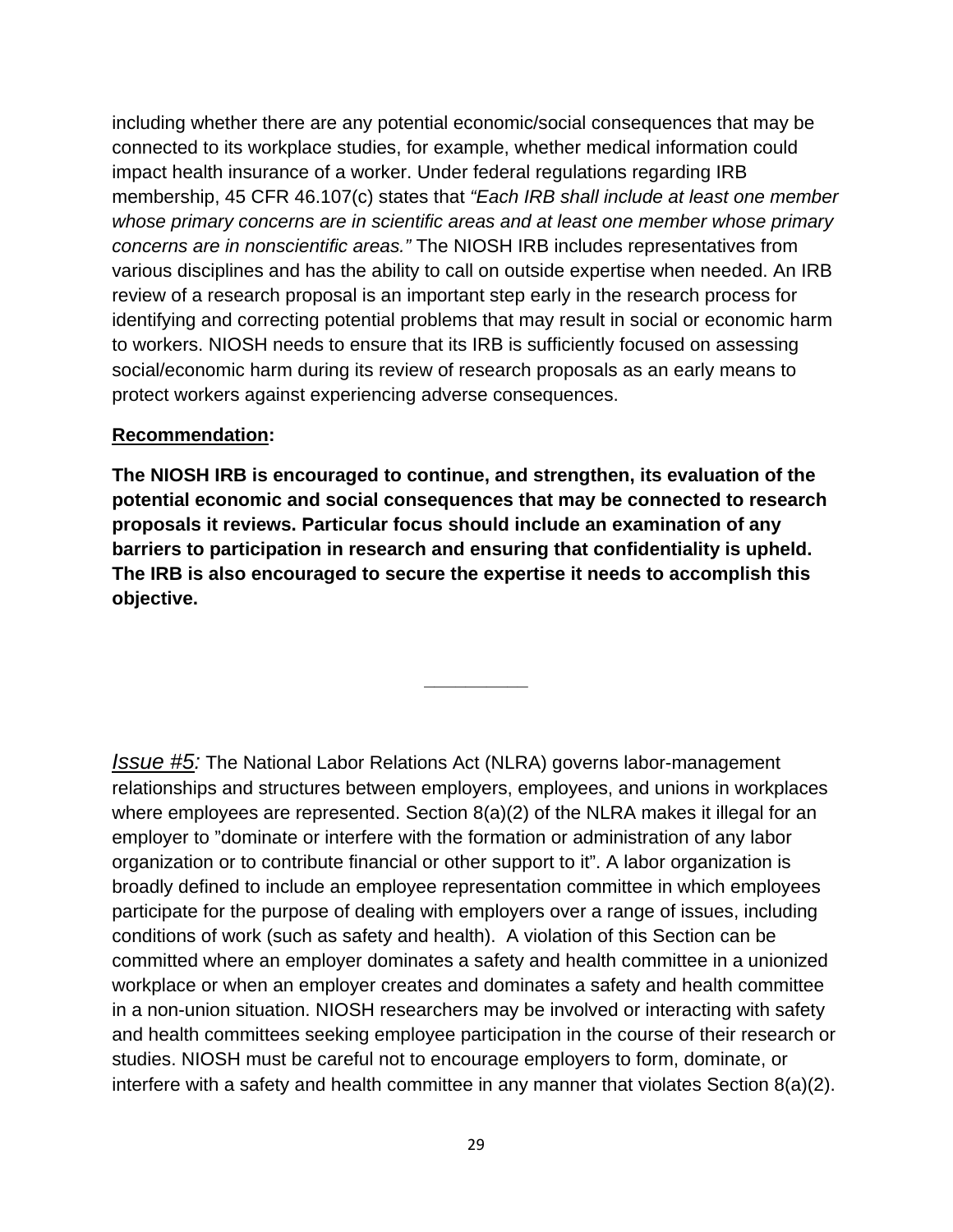including whether there are any potential economic/social consequences that may be connected to its workplace studies, for example, whether medical information could impact health insurance of a worker. Under federal regulations regarding IRB membership, 45 CFR 46.107(c) states that *"Each IRB shall include at least one member whose primary concerns are in scientific areas and at least one member whose primary concerns are in nonscientific areas."* The NIOSH IRB includes representatives from various disciplines and has the ability to call on outside expertise when needed. An IRB review of a research proposal is an important step early in the research process for identifying and correcting potential problems that may result in social or economic harm to workers. NIOSH needs to ensure that its IRB is sufficiently focused on assessing social/economic harm during its review of research proposals as an early means to protect workers against experiencing adverse consequences.

**Recommendation:**

**The NIOSH IRB is encouraged to continue, and strengthen, its evaluation of the potential economic and social consequences that may be connected to research proposals it reviews. Particular focus should include an examination of any barriers to participation in research and ensuring that confidentiality is upheld. The IRB is also encouraged to secure the expertise it needs to accomplish this objective.**

---

*Issue #5:* The National Labor Relations Act (NLRA) governs labor-management relationships and structures between employers, employees, and unions in workplaces where employees are represented. Section 8(a)(2) of the NLRA makes it illegal for an employer to "dominate or interfere with the formation or administration of any labor organization or to contribute financial or other support to it". A labor organization is broadly defined to include an employee representation committee in which employees participate for the purpose of dealing with employers over a range of issues, including conditions of work (such as safety and health). A violation of this Section can be committed where an employer dominates a safety and health committee in a unionized workplace or when an employer creates and dominates a safety and health committee in a non-union situation. NIOSH researchers may be involved or interacting with safety and health committees seeking employee participation in the course of their research or studies. NIOSH must be careful not to encourage employers to form, dominate, or interfere with a safety and health committee in any manner that violates Section 8(a)(2).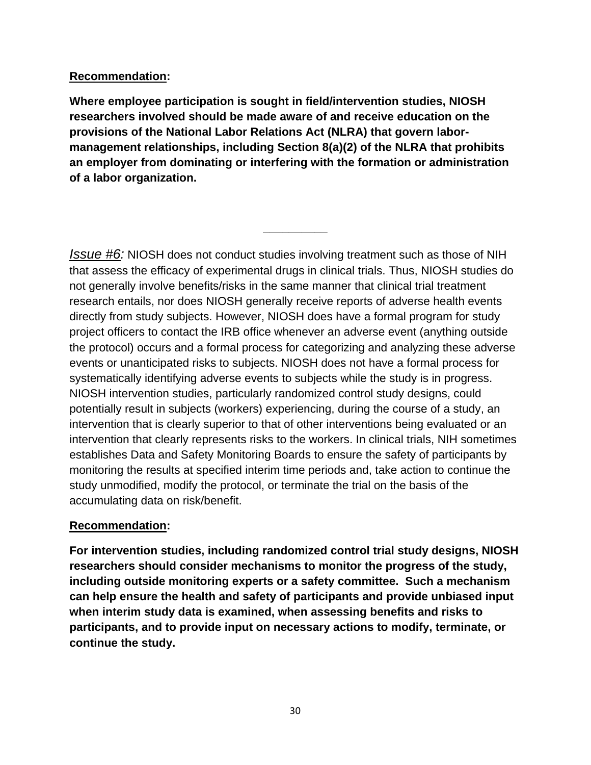__**Recommendation**__:

**Where employee participation is sought in field/intervention studies, NIOSH researchers involved should be made aware of and receive education on the provisions of the National Labor Relations Act (NLRA) that govern labor-management relationships, including Section 8(a)(2) of the NLRA that prohibits an employer from dominating or interfering with the formation or administration of a labor organization.**

---

*Issue #6:* NIOSH does not conduct studies involving treatment such as those of NIH that assess the efficacy of experimental drugs in clinical trials. Thus, NIOSH studies do not generally involve benefits/risks in the same manner that clinical trial treatment research entails, nor does NIOSH generally receive reports of adverse health events directly from study subjects. However, NIOSH does have a formal program for study project officers to contact the IRB office whenever an adverse event (anything outside the protocol) occurs and a formal process for categorizing and analyzing these adverse events or unanticipated risks to subjects. NIOSH does not have a formal process for systematically identifying adverse events to subjects while the study is in progress. NIOSH intervention studies, particularly randomized control study designs, could potentially result in subjects (workers) experiencing, during the course of a study, an intervention that is clearly superior to that of other interventions being evaluated or an intervention that clearly represents risks to the workers. In clinical trials, NIH sometimes establishes Data and Safety Monitoring Boards to ensure the safety of participants by monitoring the results at specified interim time periods and, take action to continue the study unmodified, modify the protocol, or terminate the trial on the basis of the accumulating data on risk/benefit.

__**Recommendation**__:

**For intervention studies, including randomized control trial study designs, NIOSH researchers should consider mechanisms to monitor the progress of the study, including outside monitoring experts or a safety committee. Such a mechanism can help ensure the health and safety of participants and provide unbiased input when interim study data is examined, when assessing benefits and risks to participants, and to provide input on necessary actions to modify, terminate, or continue the study.**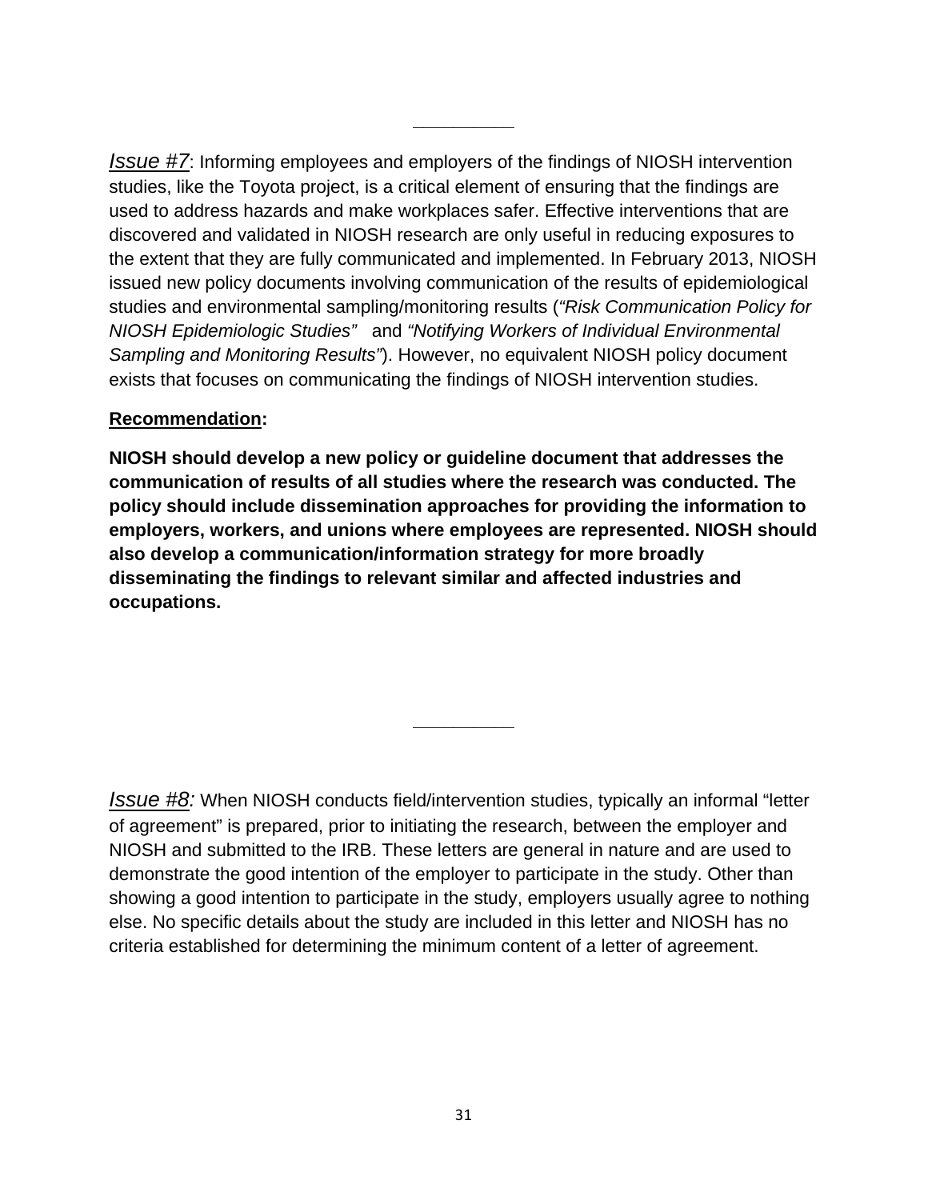---

*Issue #7*: Informing employees and employers of the findings of NIOSH intervention studies, like the Toyota project, is a critical element of ensuring that the findings are used to address hazards and make workplaces safer. Effective interventions that are discovered and validated in NIOSH research are only useful in reducing exposures to the extent that they are fully communicated and implemented. In February 2013, NIOSH issued new policy documents involving communication of the results of epidemiological studies and environmental sampling/monitoring results (*"Risk Communication Policy for NIOSH Epidemiologic Studies"* and *"Notifying Workers of Individual Environmental Sampling and Monitoring Results"*). However, no equivalent NIOSH policy document exists that focuses on communicating the findings of NIOSH intervention studies.

**Recommendation:**

**NIOSH should develop a new policy or guideline document that addresses the communication of results of all studies where the research was conducted. The policy should include dissemination approaches for providing the information to employers, workers, and unions where employees are represented. NIOSH should also develop a communication/information strategy for more broadly disseminating the findings to relevant similar and affected industries and occupations.**

---

*Issue #8:* When NIOSH conducts field/intervention studies, typically an informal "letter of agreement" is prepared, prior to initiating the research, between the employer and NIOSH and submitted to the IRB. These letters are general in nature and are used to demonstrate the good intention of the employer to participate in the study. Other than showing a good intention to participate in the study, employers usually agree to nothing else. No specific details about the study are included in this letter and NIOSH has no criteria established for determining the minimum content of a letter of agreement.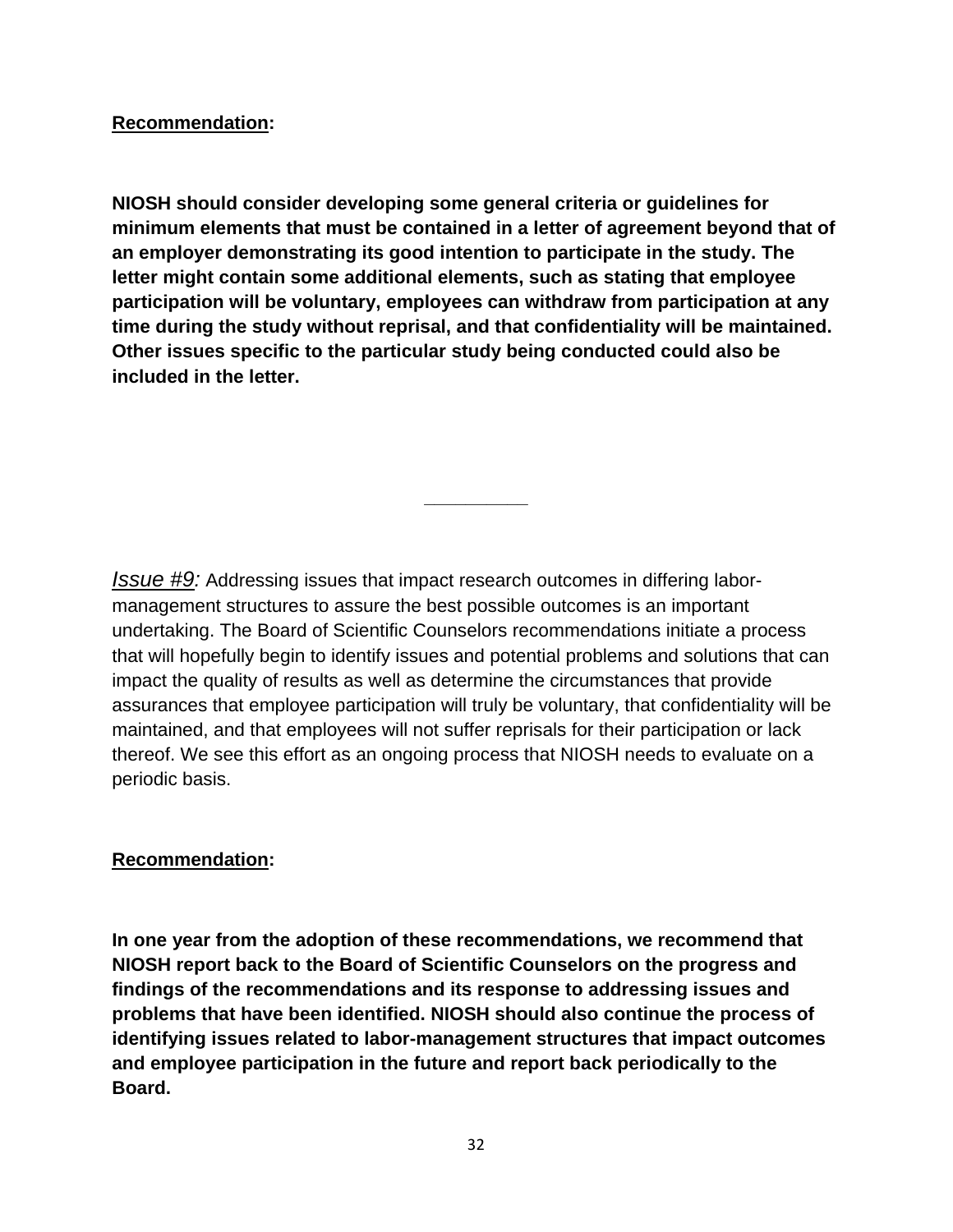**Recommendation:**

**NIOSH should consider developing some general criteria or guidelines for minimum elements that must be contained in a letter of agreement beyond that of an employer demonstrating its good intention to participate in the study. The letter might contain some additional elements, such as stating that employee participation will be voluntary, employees can withdraw from participation at any time during the study without reprisal, and that confidentiality will be maintained. Other issues specific to the particular study being conducted could also be included in the letter.**

---

*Issue #9:* Addressing issues that impact research outcomes in differing labor-management structures to assure the best possible outcomes is an important undertaking. The Board of Scientific Counselors recommendations initiate a process that will hopefully begin to identify issues and potential problems and solutions that can impact the quality of results as well as determine the circumstances that provide assurances that employee participation will truly be voluntary, that confidentiality will be maintained, and that employees will not suffer reprisals for their participation or lack thereof. We see this effort as an ongoing process that NIOSH needs to evaluate on a periodic basis.

**Recommendation:**

**In one year from the adoption of these recommendations, we recommend that NIOSH report back to the Board of Scientific Counselors on the progress and findings of the recommendations and its response to addressing issues and problems that have been identified. NIOSH should also continue the process of identifying issues related to labor-management structures that impact outcomes and employee participation in the future and report back periodically to the Board.**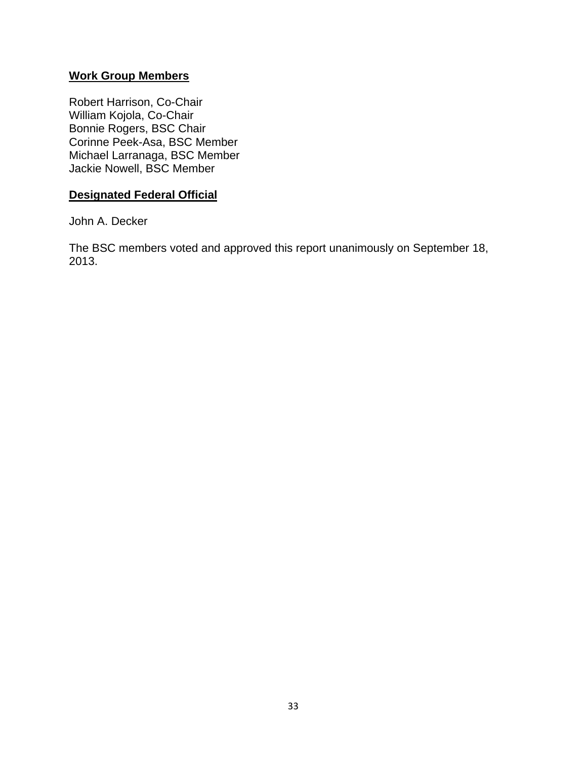**Work Group Members**

Robert Harrison, Co-Chair
William Kojola, Co-Chair
Bonnie Rogers, BSC Chair
Corinne Peek-Asa, BSC Member
Michael Larranaga, BSC Member
Jackie Nowell, BSC Member

**Designated Federal Official**

John A. Decker

The BSC members voted and approved this report unanimously on September 18, 2013.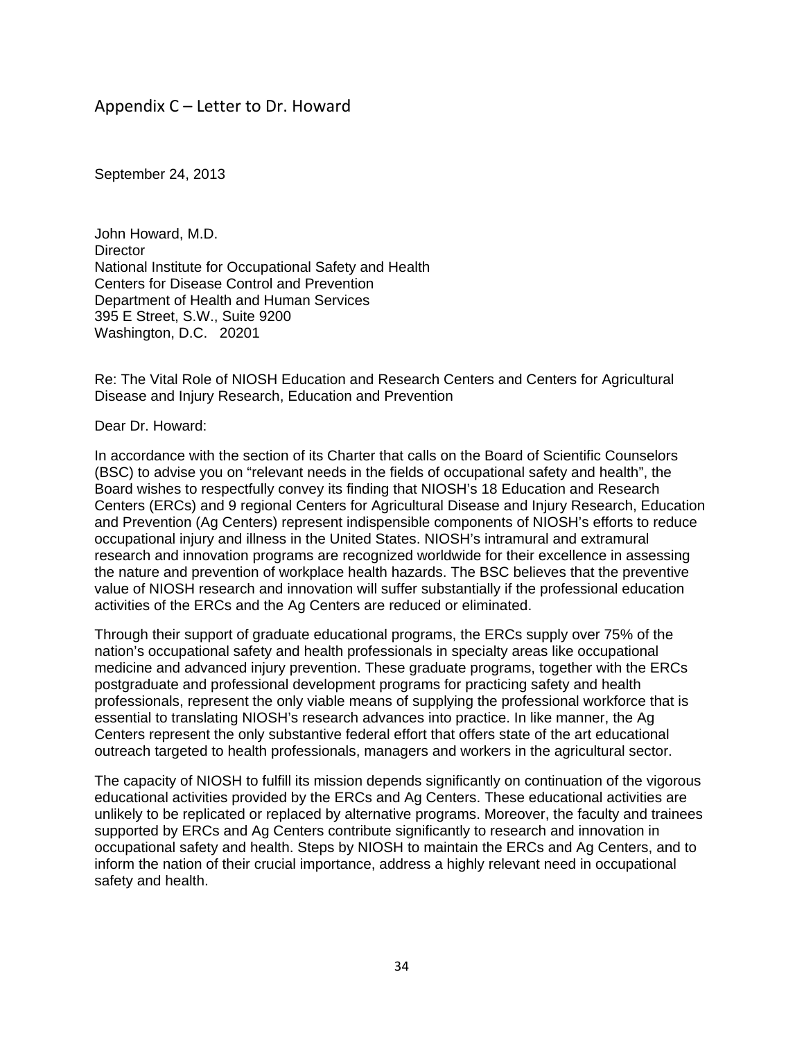## Appendix C – Letter to Dr. Howard

September 24, 2013

John Howard, M.D.
Director
National Institute for Occupational Safety and Health
Centers for Disease Control and Prevention
Department of Health and Human Services
395 E Street, S.W., Suite 9200
Washington, D.C. 20201

Re: The Vital Role of NIOSH Education and Research Centers and Centers for Agricultural Disease and Injury Research, Education and Prevention

Dear Dr. Howard:

In accordance with the section of its Charter that calls on the Board of Scientific Counselors (BSC) to advise you on "relevant needs in the fields of occupational safety and health", the Board wishes to respectfully convey its finding that NIOSH's 18 Education and Research Centers (ERCs) and 9 regional Centers for Agricultural Disease and Injury Research, Education and Prevention (Ag Centers) represent indispensible components of NIOSH's efforts to reduce occupational injury and illness in the United States. NIOSH's intramural and extramural research and innovation programs are recognized worldwide for their excellence in assessing the nature and prevention of workplace health hazards. The BSC believes that the preventive value of NIOSH research and innovation will suffer substantially if the professional education activities of the ERCs and the Ag Centers are reduced or eliminated.

Through their support of graduate educational programs, the ERCs supply over 75% of the nation's occupational safety and health professionals in specialty areas like occupational medicine and advanced injury prevention. These graduate programs, together with the ERCs postgraduate and professional development programs for practicing safety and health professionals, represent the only viable means of supplying the professional workforce that is essential to translating NIOSH's research advances into practice. In like manner, the Ag Centers represent the only substantive federal effort that offers state of the art educational outreach targeted to health professionals, managers and workers in the agricultural sector.

The capacity of NIOSH to fulfill its mission depends significantly on continuation of the vigorous educational activities provided by the ERCs and Ag Centers. These educational activities are unlikely to be replicated or replaced by alternative programs. Moreover, the faculty and trainees supported by ERCs and Ag Centers contribute significantly to research and innovation in occupational safety and health. Steps by NIOSH to maintain the ERCs and Ag Centers, and to inform the nation of their crucial importance, address a highly relevant need in occupational safety and health.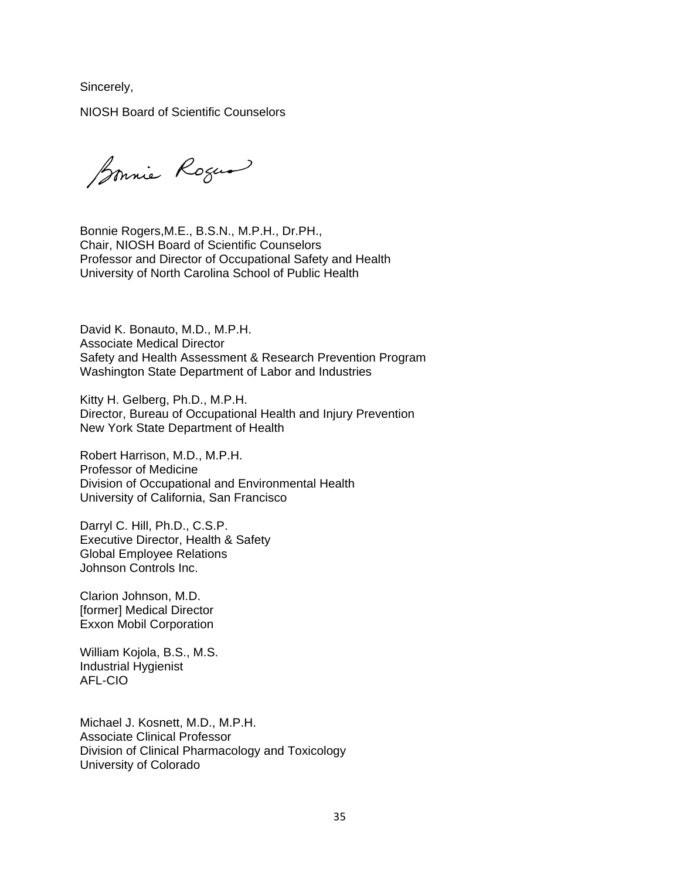Sincerely,

NIOSH Board of Scientific Counselors

Bonnie Rogers,M.E., B.S.N., M.P.H., Dr.PH.,
Chair, NIOSH Board of Scientific Counselors
Professor and Director of Occupational Safety and Health
University of North Carolina School of Public Health

David K. Bonauto, M.D., M.P.H.
Associate Medical Director
Safety and Health Assessment & Research Prevention Program
Washington State Department of Labor and Industries

Kitty H. Gelberg, Ph.D., M.P.H.
Director, Bureau of Occupational Health and Injury Prevention
New York State Department of Health

Robert Harrison, M.D., M.P.H.
Professor of Medicine
Division of Occupational and Environmental Health
University of California, San Francisco

Darryl C. Hill, Ph.D., C.S.P.
Executive Director, Health & Safety
Global Employee Relations
Johnson Controls Inc.

Clarion Johnson, M.D.
[former] Medical Director
Exxon Mobil Corporation

William Kojola, B.S., M.S.
Industrial Hygienist
AFL-CIO

Michael J. Kosnett, M.D., M.P.H.
Associate Clinical Professor
Division of Clinical Pharmacology and Toxicology
University of Colorado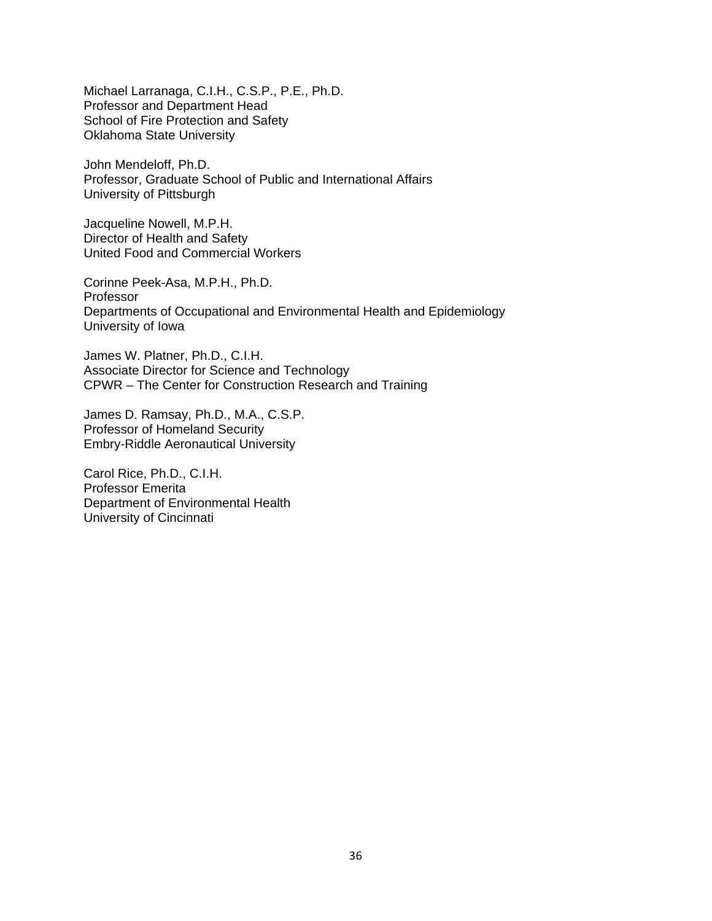Michael Larranaga, C.I.H., C.S.P., P.E., Ph.D.
Professor and Department Head
School of Fire Protection and Safety
Oklahoma State University

John Mendeloff, Ph.D.
Professor, Graduate School of Public and International Affairs
University of Pittsburgh

Jacqueline Nowell, M.P.H.
Director of Health and Safety
United Food and Commercial Workers

Corinne Peek-Asa, M.P.H., Ph.D.
Professor
Departments of Occupational and Environmental Health and Epidemiology
University of Iowa

James W. Platner, Ph.D., C.I.H.
Associate Director for Science and Technology
CPWR – The Center for Construction Research and Training

James D. Ramsay, Ph.D., M.A., C.S.P.
Professor of Homeland Security
Embry-Riddle Aeronautical University

Carol Rice, Ph.D., C.I.H.
Professor Emerita
Department of Environmental Health
University of Cincinnati